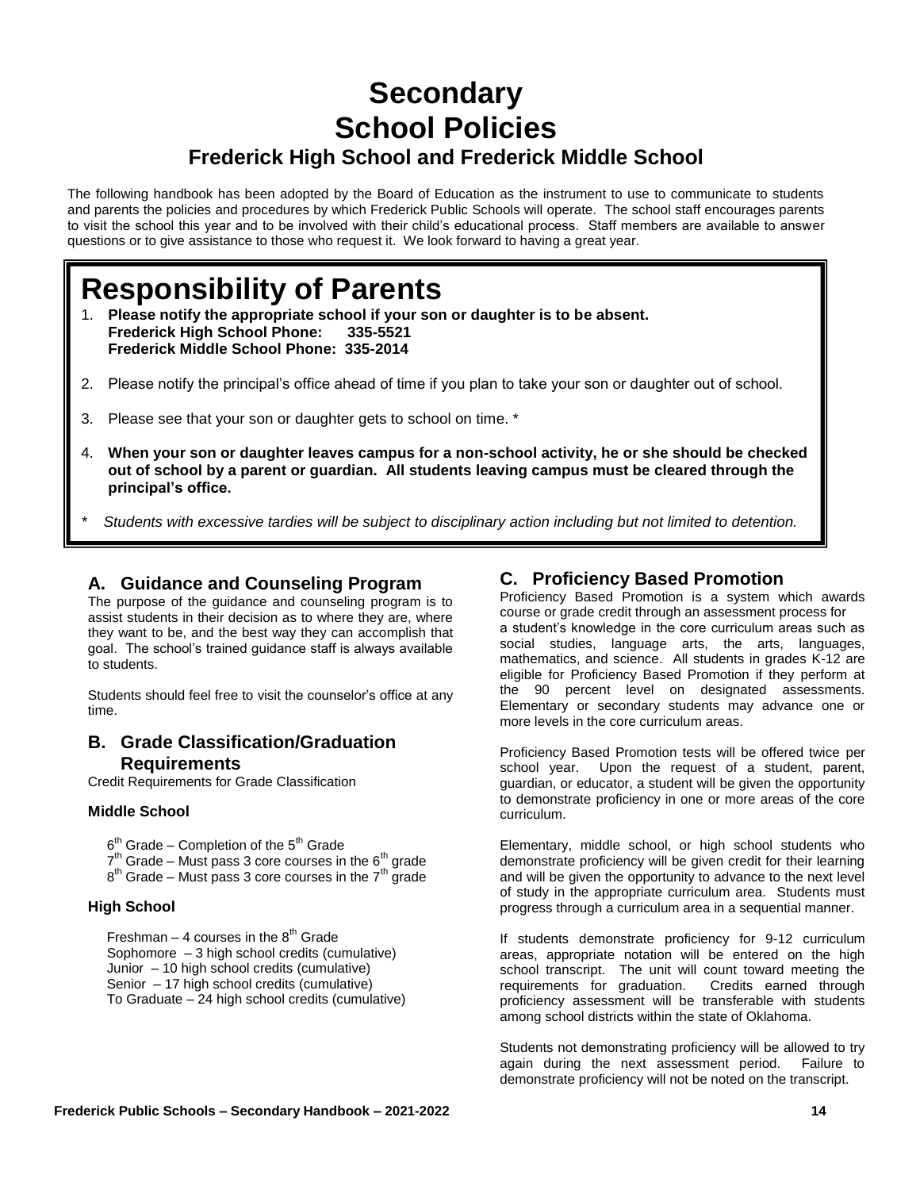# Secondary
# School Policies
## Frederick High School and Frederick Middle School

The following handbook has been adopted by the Board of Education as the instrument to use to communicate to students and parents the policies and procedures by which Frederick Public Schools will operate. The school staff encourages parents to visit the school this year and to be involved with their child's educational process. Staff members are available to answer questions or to give assistance to those who request it. We look forward to having a great year.

# Responsibility of Parents

1. **Please notify the appropriate school if your son or daughter is to be absent.**
   **Frederick High School Phone: 335-5521**
   **Frederick Middle School Phone: 335-2014**
2. Please notify the principal's office ahead of time if you plan to take your son or daughter out of school.
3. Please see that your son or daughter gets to school on time. *
4. **When your son or daughter leaves campus for a non-school activity, he or she should be checked out of school by a parent or guardian. All students leaving campus must be cleared through the principal's office.**

\* *Students with excessive tardies will be subject to disciplinary action including but not limited to detention.*

## A. Guidance and Counseling Program

The purpose of the guidance and counseling program is to assist students in their decision as to where they are, where they want to be, and the best way they can accomplish that goal. The school's trained guidance staff is always available to students.

Students should feel free to visit the counselor's office at any time.

## B. Grade Classification/Graduation Requirements

Credit Requirements for Grade Classification

**Middle School**

6th Grade – Completion of the 5th Grade
7th Grade – Must pass 3 core courses in the 6th grade
8th Grade – Must pass 3 core courses in the 7th grade

**High School**

Freshman – 4 courses in the 8th Grade
Sophomore – 3 high school credits (cumulative)
Junior – 10 high school credits (cumulative)
Senior – 17 high school credits (cumulative)
To Graduate – 24 high school credits (cumulative)

## C. Proficiency Based Promotion

Proficiency Based Promotion is a system which awards course or grade credit through an assessment process for a student's knowledge in the core curriculum areas such as social studies, language arts, the arts, languages, mathematics, and science. All students in grades K-12 are eligible for Proficiency Based Promotion if they perform at the 90 percent level on designated assessments. Elementary or secondary students may advance one or more levels in the core curriculum areas.

Proficiency Based Promotion tests will be offered twice per school year. Upon the request of a student, parent, guardian, or educator, a student will be given the opportunity to demonstrate proficiency in one or more areas of the core curriculum.

Elementary, middle school, or high school students who demonstrate proficiency will be given credit for their learning and will be given the opportunity to advance to the next level of study in the appropriate curriculum area. Students must progress through a curriculum area in a sequential manner.

If students demonstrate proficiency for 9-12 curriculum areas, appropriate notation will be entered on the high school transcript. The unit will count toward meeting the requirements for graduation. Credits earned through proficiency assessment will be transferable with students among school districts within the state of Oklahoma.

Students not demonstrating proficiency will be allowed to try again during the next assessment period. Failure to demonstrate proficiency will not be noted on the transcript.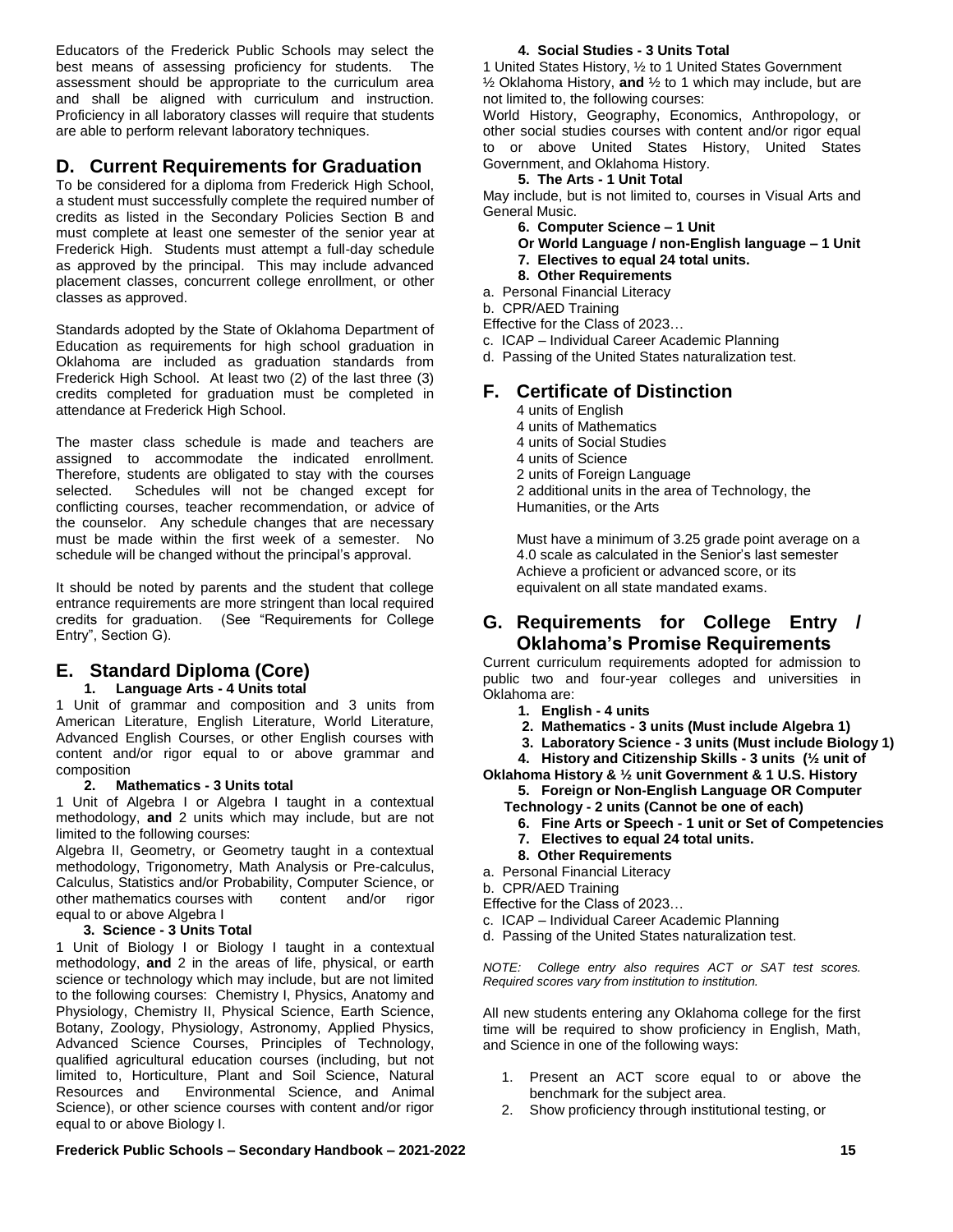Educators of the Frederick Public Schools may select the best means of assessing proficiency for students. The assessment should be appropriate to the curriculum area and shall be aligned with curriculum and instruction. Proficiency in all laboratory classes will require that students are able to perform relevant laboratory techniques.

## D. Current Requirements for Graduation

To be considered for a diploma from Frederick High School, a student must successfully complete the required number of credits as listed in the Secondary Policies Section B and must complete at least one semester of the senior year at Frederick High. Students must attempt a full-day schedule as approved by the principal. This may include advanced placement classes, concurrent college enrollment, or other classes as approved.

Standards adopted by the State of Oklahoma Department of Education as requirements for high school graduation in Oklahoma are included as graduation standards from Frederick High School. At least two (2) of the last three (3) credits completed for graduation must be completed in attendance at Frederick High School.

The master class schedule is made and teachers are assigned to accommodate the indicated enrollment. Therefore, students are obligated to stay with the courses selected. Schedules will not be changed except for conflicting courses, teacher recommendation, or advice of the counselor. Any schedule changes that are necessary must be made within the first week of a semester. No schedule will be changed without the principal's approval.

It should be noted by parents and the student that college entrance requirements are more stringent than local required credits for graduation. (See "Requirements for College Entry", Section G).

## E. Standard Diploma (Core)

**1. Language Arts - 4 Units total**

1 Unit of grammar and composition and 3 units from American Literature, English Literature, World Literature, Advanced English Courses, or other English courses with content and/or rigor equal to or above grammar and composition

**2. Mathematics - 3 Units total**

1 Unit of Algebra I or Algebra I taught in a contextual methodology, **and** 2 units which may include, but are not limited to the following courses:

Algebra II, Geometry, or Geometry taught in a contextual methodology, Trigonometry, Math Analysis or Pre-calculus, Calculus, Statistics and/or Probability, Computer Science, or other mathematics courses with content and/or rigor equal to or above Algebra I

**3. Science - 3 Units Total**

1 Unit of Biology I or Biology I taught in a contextual methodology, **and** 2 in the areas of life, physical, or earth science or technology which may include, but are not limited to the following courses: Chemistry I, Physics, Anatomy and Physiology, Chemistry II, Physical Science, Earth Science, Botany, Zoology, Physiology, Astronomy, Applied Physics, Advanced Science Courses, Principles of Technology, qualified agricultural education courses (including, but not limited to, Horticulture, Plant and Soil Science, Natural Resources and Environmental Science, and Animal Science), or other science courses with content and/or rigor equal to or above Biology I.

**4. Social Studies - 3 Units Total**

1 United States History, ½ to 1 United States Government ½ Oklahoma History, **and** ½ to 1 which may include, but are not limited to, the following courses:

World History, Geography, Economics, Anthropology, or other social studies courses with content and/or rigor equal to or above United States History, United States Government, and Oklahoma History.

**5. The Arts - 1 Unit Total**

May include, but is not limited to, courses in Visual Arts and General Music.

**6. Computer Science – 1 Unit**

**Or World Language / non-English language – 1 Unit**

**7. Electives to equal 24 total units.**

**8. Other Requirements**

a. Personal Financial Literacy
b. CPR/AED Training

Effective for the Class of 2023…

c. ICAP – Individual Career Academic Planning
d. Passing of the United States naturalization test.

## F. Certificate of Distinction

4 units of English
4 units of Mathematics
4 units of Social Studies
4 units of Science
2 units of Foreign Language
2 additional units in the area of Technology, the Humanities, or the Arts

Must have a minimum of 3.25 grade point average on a 4.0 scale as calculated in the Senior's last semester
Achieve a proficient or advanced score, or its equivalent on all state mandated exams.

## G. Requirements for College Entry / Oklahoma's Promise Requirements

Current curriculum requirements adopted for admission to public two and four-year colleges and universities in Oklahoma are:

1. **English - 4 units**
2. **Mathematics - 3 units (Must include Algebra 1)**
3. **Laboratory Science - 3 units (Must include Biology 1)**
4. **History and Citizenship Skills - 3 units (½ unit of Oklahoma History & ½ unit Government & 1 U.S. History**
5. **Foreign or Non-English Language OR Computer Technology - 2 units (Cannot be one of each)**
6. **Fine Arts or Speech - 1 unit or Set of Competencies**
7. **Electives to equal 24 total units.**
8. **Other Requirements**

a. Personal Financial Literacy
b. CPR/AED Training

Effective for the Class of 2023…

c. ICAP – Individual Career Academic Planning
d. Passing of the United States naturalization test.

*NOTE: College entry also requires ACT or SAT test scores. Required scores vary from institution to institution.*

All new students entering any Oklahoma college for the first time will be required to show proficiency in English, Math, and Science in one of the following ways:

1. Present an ACT score equal to or above the benchmark for the subject area.
2. Show proficiency through institutional testing, or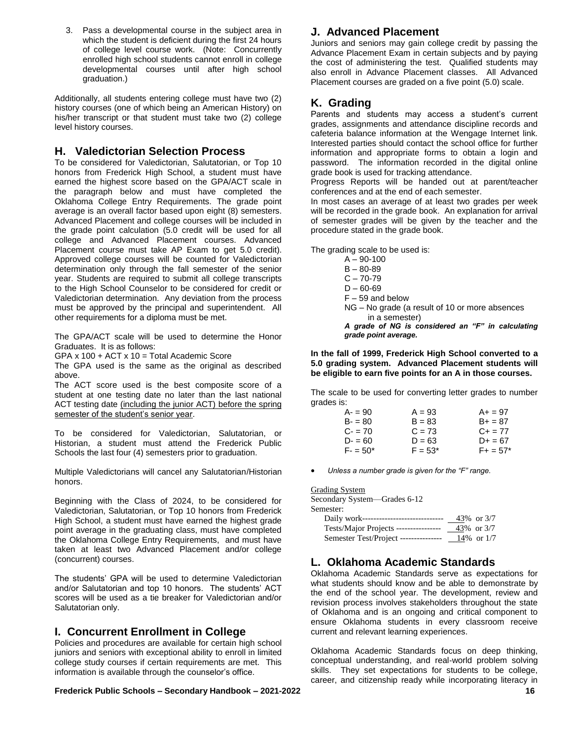3. Pass a developmental course in the subject area in which the student is deficient during the first 24 hours of college level course work. (Note: Concurrently enrolled high school students cannot enroll in college developmental courses until after high school graduation.)

Additionally, all students entering college must have two (2) history courses (one of which being an American History) on his/her transcript or that student must take two (2) college level history courses.

## H. Valedictorian Selection Process

To be considered for Valedictorian, Salutatorian, or Top 10 honors from Frederick High School, a student must have earned the highest score based on the GPA/ACT scale in the paragraph below and must have completed the Oklahoma College Entry Requirements. The grade point average is an overall factor based upon eight (8) semesters. Advanced Placement and college courses will be included in the grade point calculation (5.0 credit will be used for all college and Advanced Placement courses. Advanced Placement course must take AP Exam to get 5.0 credit). Approved college courses will be counted for Valedictorian determination only through the fall semester of the senior year. Students are required to submit all college transcripts to the High School Counselor to be considered for credit or Valedictorian determination. Any deviation from the process must be approved by the principal and superintendent. All other requirements for a diploma must be met.

The GPA/ACT scale will be used to determine the Honor Graduates. It is as follows:

GPA x 100 + ACT x 10 = Total Academic Score

The GPA used is the same as the original as described above.

The ACT score used is the best composite score of a student at one testing date no later than the last national ACT testing date (including the junior ACT) before the spring semester of the student's senior year.

To be considered for Valedictorian, Salutatorian, or Historian, a student must attend the Frederick Public Schools the last four (4) semesters prior to graduation.

Multiple Valedictorians will cancel any Salutatorian/Historian honors.

Beginning with the Class of 2024, to be considered for Valedictorian, Salutatorian, or Top 10 honors from Frederick High School, a student must have earned the highest grade point average in the graduating class, must have completed the Oklahoma College Entry Requirements, and must have taken at least two Advanced Placement and/or college (concurrent) courses.

The students' GPA will be used to determine Valedictorian and/or Salutatorian and top 10 honors. The students' ACT scores will be used as a tie breaker for Valedictorian and/or Salutatorian only.

## I. Concurrent Enrollment in College

Policies and procedures are available for certain high school juniors and seniors with exceptional ability to enroll in limited college study courses if certain requirements are met. This information is available through the counselor's office.

## J. Advanced Placement

Juniors and seniors may gain college credit by passing the Advance Placement Exam in certain subjects and by paying the cost of administering the test. Qualified students may also enroll in Advance Placement classes. All Advanced Placement courses are graded on a five point (5.0) scale.

## K. Grading

Parents and students may access a student's current grades, assignments and attendance discipline records and cafeteria balance information at the Wengage Internet link. Interested parties should contact the school office for further information and appropriate forms to obtain a login and password. The information recorded in the digital online grade book is used for tracking attendance.

Progress Reports will be handed out at parent/teacher conferences and at the end of each semester.

In most cases an average of at least two grades per week will be recorded in the grade book. An explanation for arrival of semester grades will be given by the teacher and the procedure stated in the grade book.

The grading scale to be used is:

- A – 90-100
- B – 80-89
- C – 70-79
- D – 60-69
- F – 59 and below
- NG – No grade (a result of 10 or more absences in a semester)

***A grade of NG is considered an "F" in calculating grade point average.***

**In the fall of 1999, Frederick High School converted to a 5.0 grading system. Advanced Placement students will be eligible to earn five points for an A in those courses.**

The scale to be used for converting letter grades to number grades is:

| | | |
|---|---|---|
| A- = 90 | A = 93 | A+ = 97 |
| B- = 80 | B = 83 | B+ = 87 |
| C- = 70 | C = 73 | C+ = 77 |
| D- = 60 | D = 63 | D+ = 67 |
| F- = 50* | F = 53* | F+ = 57* |

- *Unless a number grade is given for the "F" range.*

Grading System

Secondary System—Grades 6-12

Semester:

| | |
|---|---|
| Daily work------------------------------ | 43% or 3/7 |
| Tests/Major Projects ---------------- | 43% or 3/7 |
| Semester Test/Project --------------- | 14% or 1/7 |

## L. Oklahoma Academic Standards

Oklahoma Academic Standards serve as expectations for what students should know and be able to demonstrate by the end of the school year. The development, review and revision process involves stakeholders throughout the state of Oklahoma and is an ongoing and critical component to ensure Oklahoma students in every classroom receive current and relevant learning experiences.

Oklahoma Academic Standards focus on deep thinking, conceptual understanding, and real-world problem solving skills. They set expectations for students to be college, career, and citizenship ready while incorporating literacy in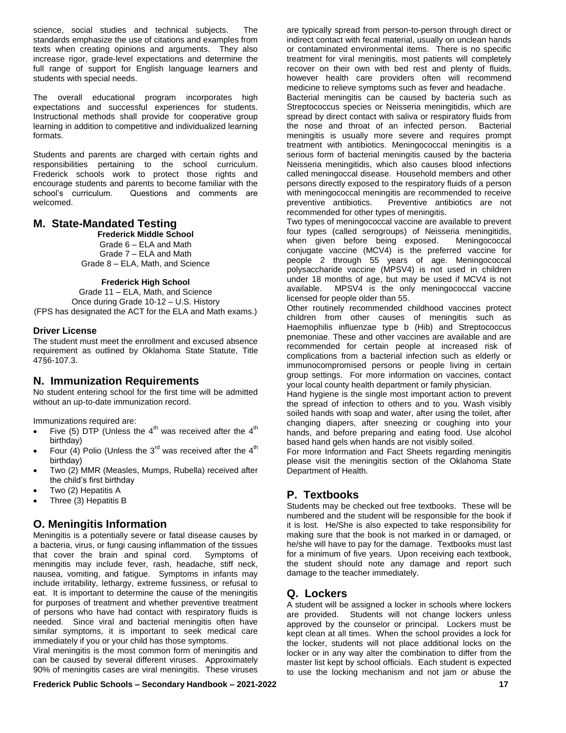science, social studies and technical subjects. The standards emphasize the use of citations and examples from texts when creating opinions and arguments. They also increase rigor, grade-level expectations and determine the full range of support for English language learners and students with special needs.

The overall educational program incorporates high expectations and successful experiences for students. Instructional methods shall provide for cooperative group learning in addition to competitive and individualized learning formats.

Students and parents are charged with certain rights and responsibilities pertaining to the school curriculum. Frederick schools work to protect those rights and encourage students and parents to become familiar with the school's curriculum. Questions and comments are welcomed.

## M. State-Mandated Testing

**Frederick Middle School**

Grade 6 – ELA and Math
Grade 7 – ELA and Math
Grade 8 – ELA, Math, and Science

**Frederick High School**

Grade 11 – ELA, Math, and Science
Once during Grade 10-12 – U.S. History
(FPS has designated the ACT for the ELA and Math exams.)

### Driver License

The student must meet the enrollment and excused absence requirement as outlined by Oklahoma State Statute, Title 47§6-107.3.

## N. Immunization Requirements

No student entering school for the first time will be admitted without an up-to-date immunization record.

Immunizations required are:

- Five (5) DTP (Unless the 4th was received after the 4th birthday)
- Four (4) Polio (Unless the 3rd was received after the 4th birthday)
- Two (2) MMR (Measles, Mumps, Rubella) received after the child's first birthday
- Two (2) Hepatitis A
- Three (3) Hepatitis B

## O. Meningitis Information

Meningitis is a potentially severe or fatal disease causes by a bacteria, virus, or fungi causing inflammation of the tissues that cover the brain and spinal cord. Symptoms of meningitis may include fever, rash, headache, stiff neck, nausea, vomiting, and fatigue. Symptoms in infants may include irritability, lethargy, extreme fussiness, or refusal to eat. It is important to determine the cause of the meningitis for purposes of treatment and whether preventive treatment of persons who have had contact with respiratory fluids is needed. Since viral and bacterial meningitis often have similar symptoms, it is important to seek medical care immediately if you or your child has those symptoms.

Viral meningitis is the most common form of meningitis and can be caused by several different viruses. Approximately 90% of meningitis cases are viral meningitis. These viruses are typically spread from person-to-person through direct or indirect contact with fecal material, usually on unclean hands or contaminated environmental items. There is no specific treatment for viral meningitis, most patients will completely recover on their own with bed rest and plenty of fluids, however health care providers often will recommend medicine to relieve symptoms such as fever and headache.

Bacterial meningitis can be caused by bacteria such as Streptococcus species or Neisseria meningitidis, which are spread by direct contact with saliva or respiratory fluids from the nose and throat of an infected person. Bacterial meningitis is usually more severe and requires prompt treatment with antibiotics. Meningococcal meningitis is a serious form of bacterial meningitis caused by the bacteria Neisseria meningitidis, which also causes blood infections called meningoccal disease. Household members and other persons directly exposed to the respiratory fluids of a person with meningococcal meningitis are recommended to receive preventive antibiotics. Preventive antibiotics are not recommended for other types of meningitis.

Two types of meningococcal vaccine are available to prevent four types (called serogroups) of Neisseria meningitidis, when given before being exposed. Meningococcal conjugate vaccine (MCV4) is the preferred vaccine for people 2 through 55 years of age. Meningococcal polysaccharide vaccine (MPSV4) is not used in children under 18 months of age, but may be used if MCV4 is not available. MPSV4 is the only meningococcal vaccine licensed for people older than 55.

Other routinely recommended childhood vaccines protect children from other causes of meningitis such as Haemophilis influenzae type b (Hib) and Streptococcus pnemoniae. These and other vaccines are available and are recommended for certain people at increased risk of complications from a bacterial infection such as elderly or immunocompromised persons or people living in certain group settings. For more information on vaccines, contact your local county health department or family physician.

Hand hygiene is the single most important action to prevent the spread of infection to others and to you. Wash visibly soiled hands with soap and water, after using the toilet, after changing diapers, after sneezing or coughing into your hands, and before preparing and eating food. Use alcohol based hand gels when hands are not visibly soiled.

For more Information and Fact Sheets regarding meningitis please visit the meningitis section of the Oklahoma State Department of Health.

## P. Textbooks

Students may be checked out free textbooks. These will be numbered and the student will be responsible for the book if it is lost. He/She is also expected to take responsibility for making sure that the book is not marked in or damaged, or he/she will have to pay for the damage. Textbooks must last for a minimum of five years. Upon receiving each textbook, the student should note any damage and report such damage to the teacher immediately.

## Q. Lockers

A student will be assigned a locker in schools where lockers are provided. Students will not change lockers unless approved by the counselor or principal. Lockers must be kept clean at all times. When the school provides a lock for the locker, students will not place additional locks on the locker or in any way alter the combination to differ from the master list kept by school officials. Each student is expected to use the locking mechanism and not jam or abuse the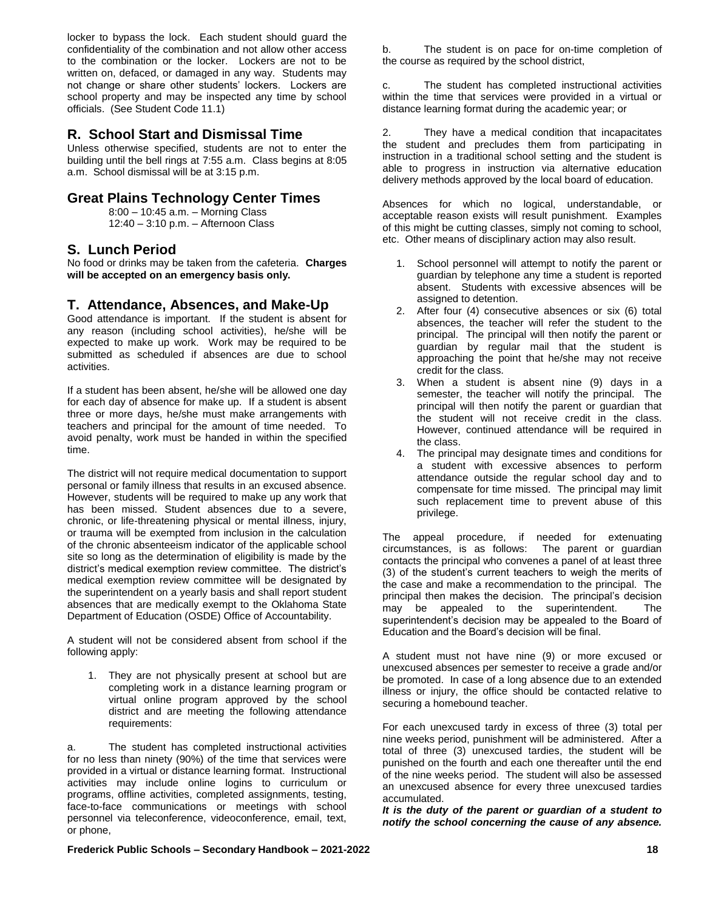locker to bypass the lock. Each student should guard the confidentiality of the combination and not allow other access to the combination or the locker. Lockers are not to be written on, defaced, or damaged in any way. Students may not change or share other students' lockers. Lockers are school property and may be inspected any time by school officials. (See Student Code 11.1)

## R. School Start and Dismissal Time

Unless otherwise specified, students are not to enter the building until the bell rings at 7:55 a.m. Class begins at 8:05 a.m. School dismissal will be at 3:15 p.m.

## Great Plains Technology Center Times

8:00 – 10:45 a.m. – Morning Class
12:40 – 3:10 p.m. – Afternoon Class

## S. Lunch Period

No food or drinks may be taken from the cafeteria. **Charges will be accepted on an emergency basis only.**

## T. Attendance, Absences, and Make-Up

Good attendance is important. If the student is absent for any reason (including school activities), he/she will be expected to make up work. Work may be required to be submitted as scheduled if absences are due to school activities.

If a student has been absent, he/she will be allowed one day for each day of absence for make up. If a student is absent three or more days, he/she must make arrangements with teachers and principal for the amount of time needed. To avoid penalty, work must be handed in within the specified time.

The district will not require medical documentation to support personal or family illness that results in an excused absence. However, students will be required to make up any work that has been missed. Student absences due to a severe, chronic, or life-threatening physical or mental illness, injury, or trauma will be exempted from inclusion in the calculation of the chronic absenteeism indicator of the applicable school site so long as the determination of eligibility is made by the district's medical exemption review committee. The district's medical exemption review committee will be designated by the superintendent on a yearly basis and shall report student absences that are medically exempt to the Oklahoma State Department of Education (OSDE) Office of Accountability.

A student will not be considered absent from school if the following apply:

1. They are not physically present at school but are completing work in a distance learning program or virtual online program approved by the school district and are meeting the following attendance requirements:

a. The student has completed instructional activities for no less than ninety (90%) of the time that services were provided in a virtual or distance learning format. Instructional activities may include online logins to curriculum or programs, offline activities, completed assignments, testing, face-to-face communications or meetings with school personnel via teleconference, videoconference, email, text, or phone,

b. The student is on pace for on-time completion of the course as required by the school district,

c. The student has completed instructional activities within the time that services were provided in a virtual or distance learning format during the academic year; or

2. They have a medical condition that incapacitates the student and precludes them from participating in instruction in a traditional school setting and the student is able to progress in instruction via alternative education delivery methods approved by the local board of education.

Absences for which no logical, understandable, or acceptable reason exists will result punishment. Examples of this might be cutting classes, simply not coming to school, etc. Other means of disciplinary action may also result.

1. School personnel will attempt to notify the parent or guardian by telephone any time a student is reported absent. Students with excessive absences will be assigned to detention.
2. After four (4) consecutive absences or six (6) total absences, the teacher will refer the student to the principal. The principal will then notify the parent or guardian by regular mail that the student is approaching the point that he/she may not receive credit for the class.
3. When a student is absent nine (9) days in a semester, the teacher will notify the principal. The principal will then notify the parent or guardian that the student will not receive credit in the class. However, continued attendance will be required in the class.
4. The principal may designate times and conditions for a student with excessive absences to perform attendance outside the regular school day and to compensate for time missed. The principal may limit such replacement time to prevent abuse of this privilege.

The appeal procedure, if needed for extenuating circumstances, is as follows: The parent or guardian contacts the principal who convenes a panel of at least three (3) of the student's current teachers to weigh the merits of the case and make a recommendation to the principal. The principal then makes the decision. The principal's decision may be appealed to the superintendent. The superintendent's decision may be appealed to the Board of Education and the Board's decision will be final.

A student must not have nine (9) or more excused or unexcused absences per semester to receive a grade and/or be promoted. In case of a long absence due to an extended illness or injury, the office should be contacted relative to securing a homebound teacher.

For each unexcused tardy in excess of three (3) total per nine weeks period, punishment will be administered. After a total of three (3) unexcused tardies, the student will be punished on the fourth and each one thereafter until the end of the nine weeks period. The student will also be assessed an unexcused absence for every three unexcused tardies accumulated.

***It is the duty of the parent or guardian of a student to notify the school concerning the cause of any absence.***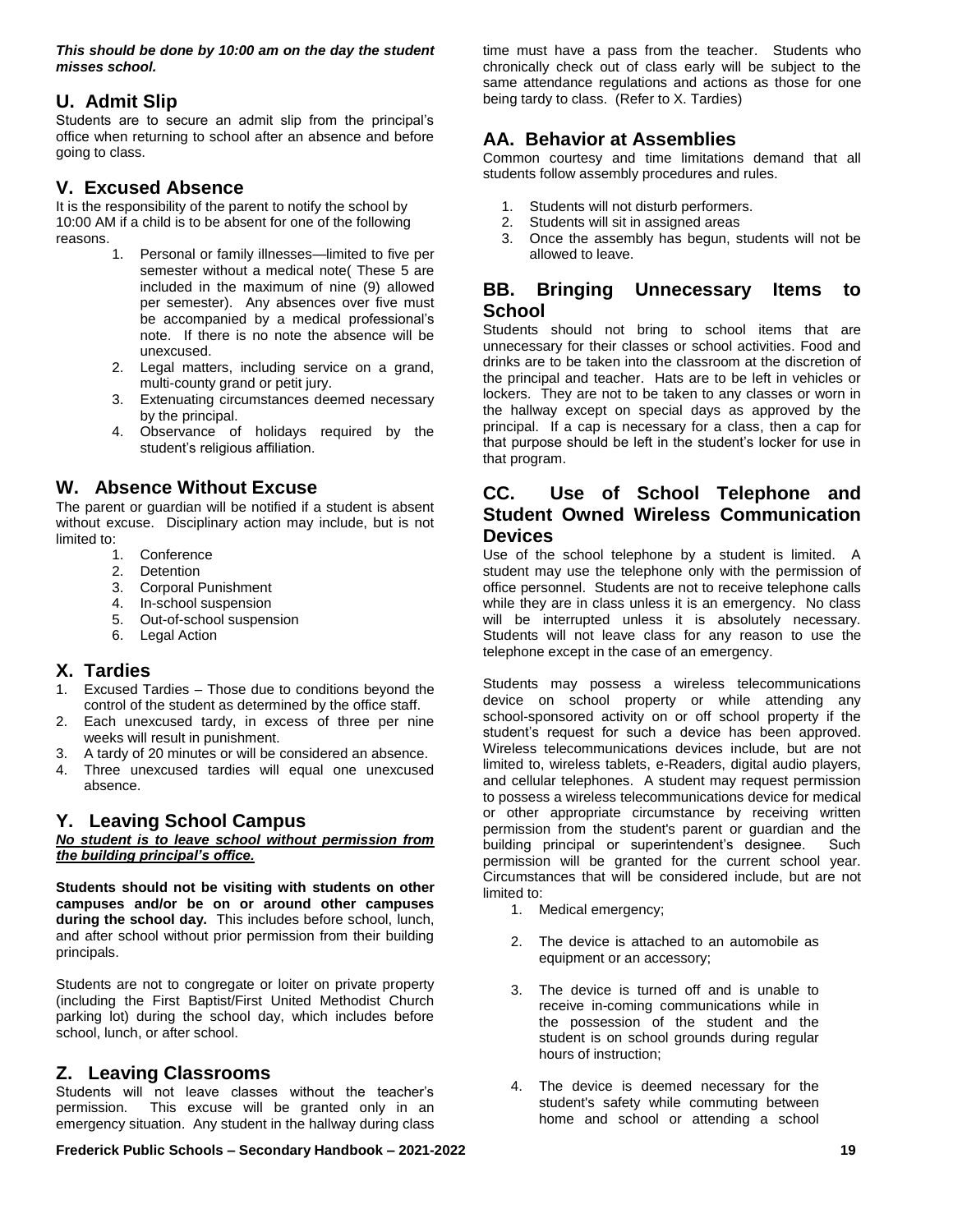***This should be done by 10:00 am on the day the student misses school.***

## U. Admit Slip

Students are to secure an admit slip from the principal's office when returning to school after an absence and before going to class.

## V. Excused Absence

It is the responsibility of the parent to notify the school by 10:00 AM if a child is to be absent for one of the following reasons.

1. Personal or family illnesses—limited to five per semester without a medical note( These 5 are included in the maximum of nine (9) allowed per semester). Any absences over five must be accompanied by a medical professional's note. If there is no note the absence will be unexcused.
2. Legal matters, including service on a grand, multi-county grand or petit jury.
3. Extenuating circumstances deemed necessary by the principal.
4. Observance of holidays required by the student's religious affiliation.

## W. Absence Without Excuse

The parent or guardian will be notified if a student is absent without excuse. Disciplinary action may include, but is not limited to:

1. Conference
2. Detention
3. Corporal Punishment
4. In-school suspension
5. Out-of-school suspension
6. Legal Action

## X. Tardies

1. Excused Tardies – Those due to conditions beyond the control of the student as determined by the office staff.
2. Each unexcused tardy, in excess of three per nine weeks will result in punishment.
3. A tardy of 20 minutes or will be considered an absence.
4. Three unexcused tardies will equal one unexcused absence.

## Y. Leaving School Campus

***No student is to leave school without permission from the building principal's office.***

**Students should not be visiting with students on other campuses and/or be on or around other campuses during the school day.** This includes before school, lunch, and after school without prior permission from their building principals.

Students are not to congregate or loiter on private property (including the First Baptist/First United Methodist Church parking lot) during the school day, which includes before school, lunch, or after school.

## Z. Leaving Classrooms

Students will not leave classes without the teacher's permission. This excuse will be granted only in an emergency situation. Any student in the hallway during class time must have a pass from the teacher. Students who chronically check out of class early will be subject to the same attendance regulations and actions as those for one being tardy to class. (Refer to X. Tardies)

## AA. Behavior at Assemblies

Common courtesy and time limitations demand that all students follow assembly procedures and rules.

1. Students will not disturb performers.
2. Students will sit in assigned areas
3. Once the assembly has begun, students will not be allowed to leave.

## BB. Bringing Unnecessary Items to School

Students should not bring to school items that are unnecessary for their classes or school activities. Food and drinks are to be taken into the classroom at the discretion of the principal and teacher. Hats are to be left in vehicles or lockers. They are not to be taken to any classes or worn in the hallway except on special days as approved by the principal. If a cap is necessary for a class, then a cap for that purpose should be left in the student's locker for use in that program.

## CC. Use of School Telephone and Student Owned Wireless Communication Devices

Use of the school telephone by a student is limited. A student may use the telephone only with the permission of office personnel. Students are not to receive telephone calls while they are in class unless it is an emergency. No class will be interrupted unless it is absolutely necessary. Students will not leave class for any reason to use the telephone except in the case of an emergency.

Students may possess a wireless telecommunications device on school property or while attending any school-sponsored activity on or off school property if the student's request for such a device has been approved. Wireless telecommunications devices include, but are not limited to, wireless tablets, e-Readers, digital audio players, and cellular telephones. A student may request permission to possess a wireless telecommunications device for medical or other appropriate circumstance by receiving written permission from the student's parent or guardian and the building principal or superintendent's designee. Such permission will be granted for the current school year. Circumstances that will be considered include, but are not limited to:

1. Medical emergency;
2. The device is attached to an automobile as equipment or an accessory;
3. The device is turned off and is unable to receive in-coming communications while in the possession of the student and the student is on school grounds during regular hours of instruction;
4. The device is deemed necessary for the student's safety while commuting between home and school or attending a school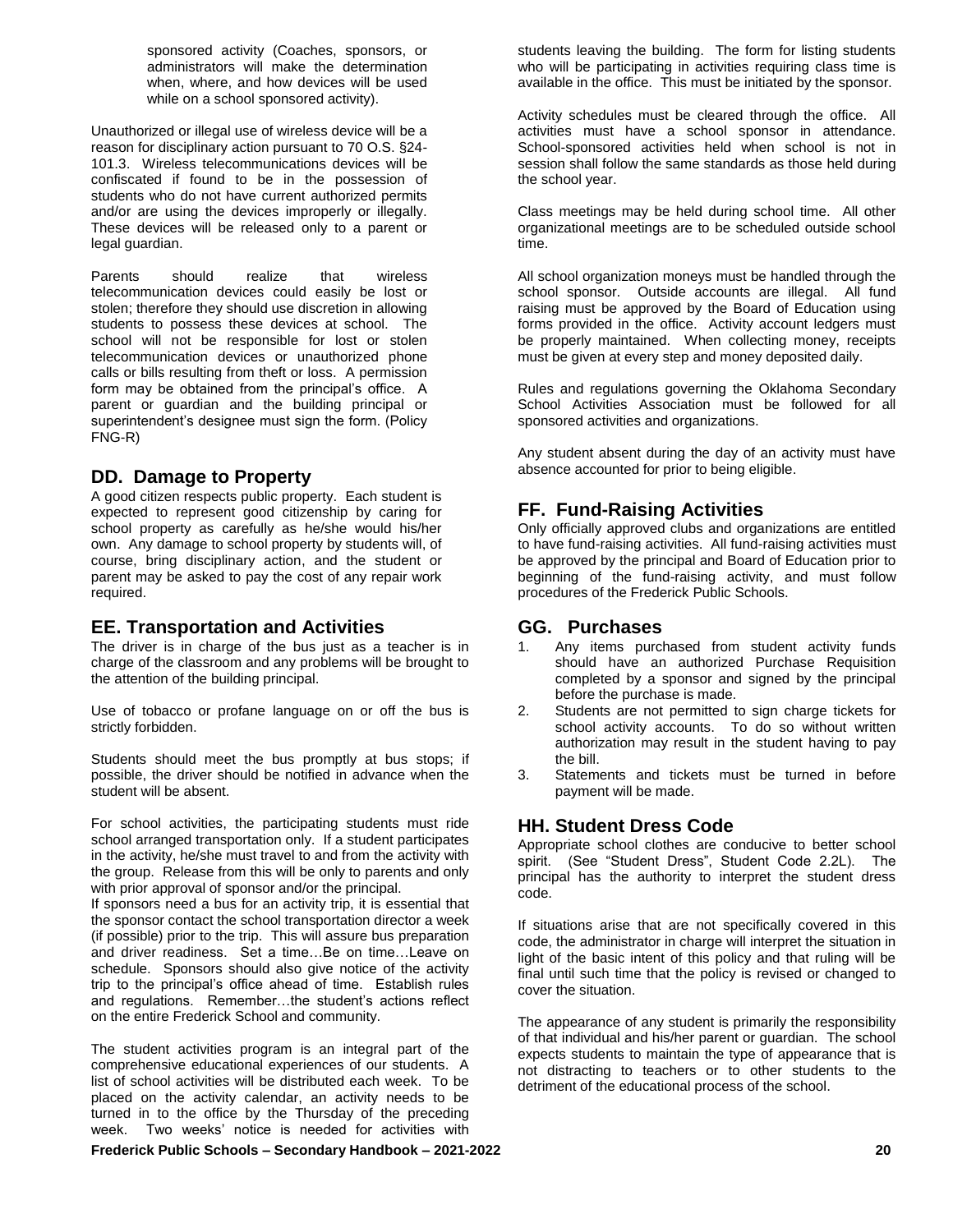sponsored activity (Coaches, sponsors, or administrators will make the determination when, where, and how devices will be used while on a school sponsored activity).

Unauthorized or illegal use of wireless device will be a reason for disciplinary action pursuant to 70 O.S. §24-101.3. Wireless telecommunications devices will be confiscated if found to be in the possession of students who do not have current authorized permits and/or are using the devices improperly or illegally. These devices will be released only to a parent or legal guardian.

Parents should realize that wireless telecommunication devices could easily be lost or stolen; therefore they should use discretion in allowing students to possess these devices at school. The school will not be responsible for lost or stolen telecommunication devices or unauthorized phone calls or bills resulting from theft or loss. A permission form may be obtained from the principal's office. A parent or guardian and the building principal or superintendent's designee must sign the form. (Policy FNG-R)

## DD. Damage to Property

A good citizen respects public property. Each student is expected to represent good citizenship by caring for school property as carefully as he/she would his/her own. Any damage to school property by students will, of course, bring disciplinary action, and the student or parent may be asked to pay the cost of any repair work required.

## EE. Transportation and Activities

The driver is in charge of the bus just as a teacher is in charge of the classroom and any problems will be brought to the attention of the building principal.

Use of tobacco or profane language on or off the bus is strictly forbidden.

Students should meet the bus promptly at bus stops; if possible, the driver should be notified in advance when the student will be absent.

For school activities, the participating students must ride school arranged transportation only. If a student participates in the activity, he/she must travel to and from the activity with the group. Release from this will be only to parents and only with prior approval of sponsor and/or the principal.

If sponsors need a bus for an activity trip, it is essential that the sponsor contact the school transportation director a week (if possible) prior to the trip. This will assure bus preparation and driver readiness. Set a time…Be on time…Leave on schedule. Sponsors should also give notice of the activity trip to the principal's office ahead of time. Establish rules and regulations. Remember…the student's actions reflect on the entire Frederick School and community.

The student activities program is an integral part of the comprehensive educational experiences of our students. A list of school activities will be distributed each week. To be placed on the activity calendar, an activity needs to be turned in to the office by the Thursday of the preceding week. Two weeks' notice is needed for activities with students leaving the building. The form for listing students who will be participating in activities requiring class time is available in the office. This must be initiated by the sponsor.

Activity schedules must be cleared through the office. All activities must have a school sponsor in attendance. School-sponsored activities held when school is not in session shall follow the same standards as those held during the school year.

Class meetings may be held during school time. All other organizational meetings are to be scheduled outside school time.

All school organization moneys must be handled through the school sponsor. Outside accounts are illegal. All fund raising must be approved by the Board of Education using forms provided in the office. Activity account ledgers must be properly maintained. When collecting money, receipts must be given at every step and money deposited daily.

Rules and regulations governing the Oklahoma Secondary School Activities Association must be followed for all sponsored activities and organizations.

Any student absent during the day of an activity must have absence accounted for prior to being eligible.

## FF. Fund-Raising Activities

Only officially approved clubs and organizations are entitled to have fund-raising activities. All fund-raising activities must be approved by the principal and Board of Education prior to beginning of the fund-raising activity, and must follow procedures of the Frederick Public Schools.

## GG. Purchases

1. Any items purchased from student activity funds should have an authorized Purchase Requisition completed by a sponsor and signed by the principal before the purchase is made.
2. Students are not permitted to sign charge tickets for school activity accounts. To do so without written authorization may result in the student having to pay the bill.
3. Statements and tickets must be turned in before payment will be made.

## HH. Student Dress Code

Appropriate school clothes are conducive to better school spirit. (See "Student Dress", Student Code 2.2L). The principal has the authority to interpret the student dress code.

If situations arise that are not specifically covered in this code, the administrator in charge will interpret the situation in light of the basic intent of this policy and that ruling will be final until such time that the policy is revised or changed to cover the situation.

The appearance of any student is primarily the responsibility of that individual and his/her parent or guardian. The school expects students to maintain the type of appearance that is not distracting to teachers or to other students to the detriment of the educational process of the school.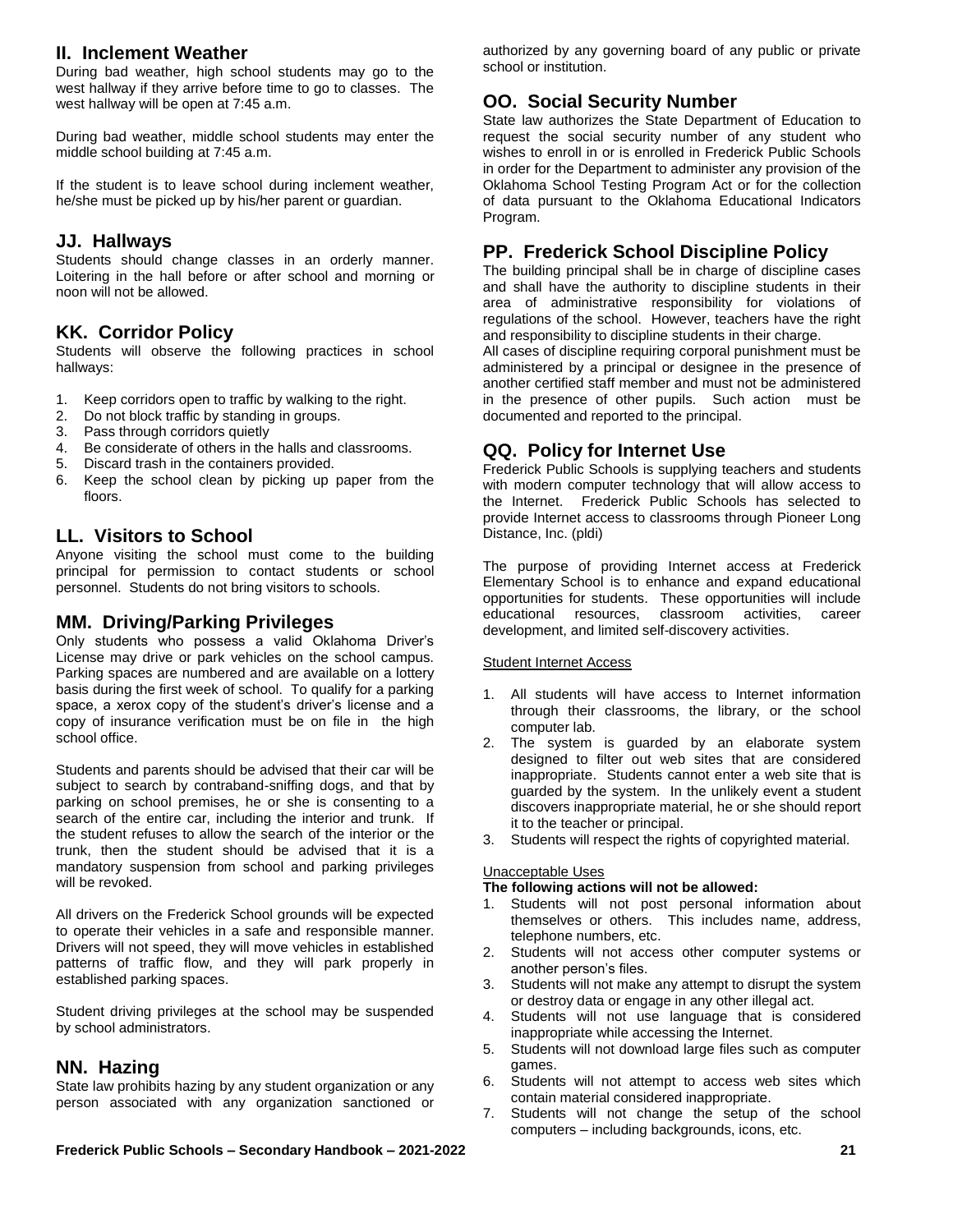## II. Inclement Weather

During bad weather, high school students may go to the west hallway if they arrive before time to go to classes. The west hallway will be open at 7:45 a.m.

During bad weather, middle school students may enter the middle school building at 7:45 a.m.

If the student is to leave school during inclement weather, he/she must be picked up by his/her parent or guardian.

## JJ. Hallways

Students should change classes in an orderly manner. Loitering in the hall before or after school and morning or noon will not be allowed.

## KK. Corridor Policy

Students will observe the following practices in school hallways:

1. Keep corridors open to traffic by walking to the right.
2. Do not block traffic by standing in groups.
3. Pass through corridors quietly
4. Be considerate of others in the halls and classrooms.
5. Discard trash in the containers provided.
6. Keep the school clean by picking up paper from the floors.

## LL. Visitors to School

Anyone visiting the school must come to the building principal for permission to contact students or school personnel. Students do not bring visitors to schools.

## MM. Driving/Parking Privileges

Only students who possess a valid Oklahoma Driver's License may drive or park vehicles on the school campus. Parking spaces are numbered and are available on a lottery basis during the first week of school. To qualify for a parking space, a xerox copy of the student's driver's license and a copy of insurance verification must be on file in the high school office.

Students and parents should be advised that their car will be subject to search by contraband-sniffing dogs, and that by parking on school premises, he or she is consenting to a search of the entire car, including the interior and trunk. If the student refuses to allow the search of the interior or the trunk, then the student should be advised that it is a mandatory suspension from school and parking privileges will be revoked.

All drivers on the Frederick School grounds will be expected to operate their vehicles in a safe and responsible manner. Drivers will not speed, they will move vehicles in established patterns of traffic flow, and they will park properly in established parking spaces.

Student driving privileges at the school may be suspended by school administrators.

## NN. Hazing

State law prohibits hazing by any student organization or any person associated with any organization sanctioned or authorized by any governing board of any public or private school or institution.

## OO. Social Security Number

State law authorizes the State Department of Education to request the social security number of any student who wishes to enroll in or is enrolled in Frederick Public Schools in order for the Department to administer any provision of the Oklahoma School Testing Program Act or for the collection of data pursuant to the Oklahoma Educational Indicators Program.

## PP. Frederick School Discipline Policy

The building principal shall be in charge of discipline cases and shall have the authority to discipline students in their area of administrative responsibility for violations of regulations of the school. However, teachers have the right and responsibility to discipline students in their charge.

All cases of discipline requiring corporal punishment must be administered by a principal or designee in the presence of another certified staff member and must not be administered in the presence of other pupils. Such action must be documented and reported to the principal.

## QQ. Policy for Internet Use

Frederick Public Schools is supplying teachers and students with modern computer technology that will allow access to the Internet. Frederick Public Schools has selected to provide Internet access to classrooms through Pioneer Long Distance, Inc. (pldi)

The purpose of providing Internet access at Frederick Elementary School is to enhance and expand educational opportunities for students. These opportunities will include educational resources, classroom activities, career development, and limited self-discovery activities.

Student Internet Access

1. All students will have access to Internet information through their classrooms, the library, or the school computer lab.
2. The system is guarded by an elaborate system designed to filter out web sites that are considered inappropriate. Students cannot enter a web site that is guarded by the system. In the unlikely event a student discovers inappropriate material, he or she should report it to the teacher or principal.
3. Students will respect the rights of copyrighted material.

Unacceptable Uses

**The following actions will not be allowed:**

1. Students will not post personal information about themselves or others. This includes name, address, telephone numbers, etc.
2. Students will not access other computer systems or another person's files.
3. Students will not make any attempt to disrupt the system or destroy data or engage in any other illegal act.
4. Students will not use language that is considered inappropriate while accessing the Internet.
5. Students will not download large files such as computer games.
6. Students will not attempt to access web sites which contain material considered inappropriate.
7. Students will not change the setup of the school computers – including backgrounds, icons, etc.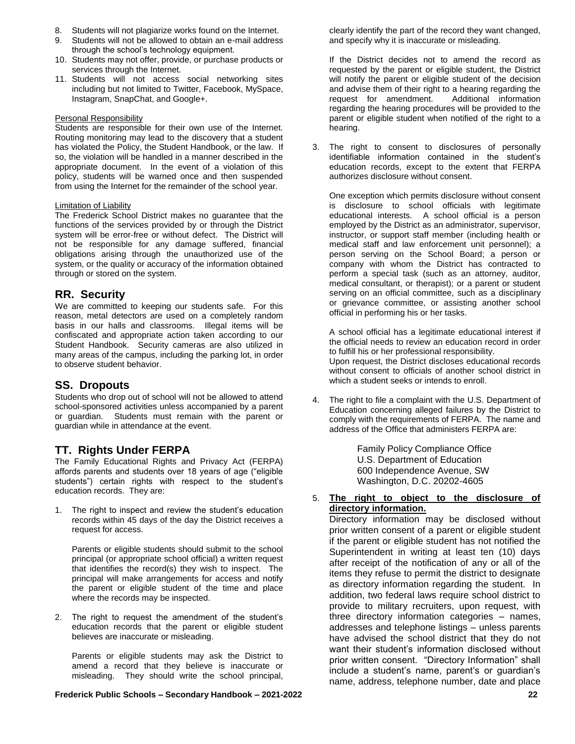8. Students will not plagiarize works found on the Internet.
9. Students will not be allowed to obtain an e-mail address through the school's technology equipment.
10. Students may not offer, provide, or purchase products or services through the Internet.
11. Students will not access social networking sites including but not limited to Twitter, Facebook, MySpace, Instagram, SnapChat, and Google+.

Personal Responsibility

Students are responsible for their own use of the Internet. Routing monitoring may lead to the discovery that a student has violated the Policy, the Student Handbook, or the law. If so, the violation will be handled in a manner described in the appropriate document. In the event of a violation of this policy, students will be warned once and then suspended from using the Internet for the remainder of the school year.

Limitation of Liability

The Frederick School District makes no guarantee that the functions of the services provided by or through the District system will be error-free or without defect. The District will not be responsible for any damage suffered, financial obligations arising through the unauthorized use of the system, or the quality or accuracy of the information obtained through or stored on the system.

## RR. Security

We are committed to keeping our students safe. For this reason, metal detectors are used on a completely random basis in our halls and classrooms. Illegal items will be confiscated and appropriate action taken according to our Student Handbook. Security cameras are also utilized in many areas of the campus, including the parking lot, in order to observe student behavior.

## SS. Dropouts

Students who drop out of school will not be allowed to attend school-sponsored activities unless accompanied by a parent or guardian. Students must remain with the parent or guardian while in attendance at the event.

## TT. Rights Under FERPA

The Family Educational Rights and Privacy Act (FERPA) affords parents and students over 18 years of age ("eligible students") certain rights with respect to the student's education records. They are:

1. The right to inspect and review the student's education records within 45 days of the day the District receives a request for access.

   Parents or eligible students should submit to the school principal (or appropriate school official) a written request that identifies the record(s) they wish to inspect. The principal will make arrangements for access and notify the parent or eligible student of the time and place where the records may be inspected.

2. The right to request the amendment of the student's education records that the parent or eligible student believes are inaccurate or misleading.

   Parents or eligible students may ask the District to amend a record that they believe is inaccurate or misleading. They should write the school principal, clearly identify the part of the record they want changed, and specify why it is inaccurate or misleading.

   If the District decides not to amend the record as requested by the parent or eligible student, the District will notify the parent or eligible student of the decision and advise them of their right to a hearing regarding the request for amendment. Additional information regarding the hearing procedures will be provided to the parent or eligible student when notified of the right to a hearing.

3. The right to consent to disclosures of personally identifiable information contained in the student's education records, except to the extent that FERPA authorizes disclosure without consent.

   One exception which permits disclosure without consent is disclosure to school officials with legitimate educational interests. A school official is a person employed by the District as an administrator, supervisor, instructor, or support staff member (including health or medical staff and law enforcement unit personnel); a person serving on the School Board; a person or company with whom the District has contracted to perform a special task (such as an attorney, auditor, medical consultant, or therapist); or a parent or student serving on an official committee, such as a disciplinary or grievance committee, or assisting another school official in performing his or her tasks.

   A school official has a legitimate educational interest if the official needs to review an education record in order to fulfill his or her professional responsibility.
   Upon request, the District discloses educational records without consent to officials of another school district in which a student seeks or intends to enroll.

4. The right to file a complaint with the U.S. Department of Education concerning alleged failures by the District to comply with the requirements of FERPA. The name and address of the Office that administers FERPA are:

   Family Policy Compliance Office
   U.S. Department of Education
   600 Independence Avenue, SW
   Washington, D.C. 20202-4605

5. **The right to object to the disclosure of directory information.**
   Directory information may be disclosed without prior written consent of a parent or eligible student if the parent or eligible student has not notified the Superintendent in writing at least ten (10) days after receipt of the notification of any or all of the items they refuse to permit the district to designate as directory information regarding the student. In addition, two federal laws require school district to provide to military recruiters, upon request, with three directory information categories – names, addresses and telephone listings – unless parents have advised the school district that they do not want their student's information disclosed without prior written consent. "Directory Information" shall include a student's name, parent's or guardian's name, address, telephone number, date and place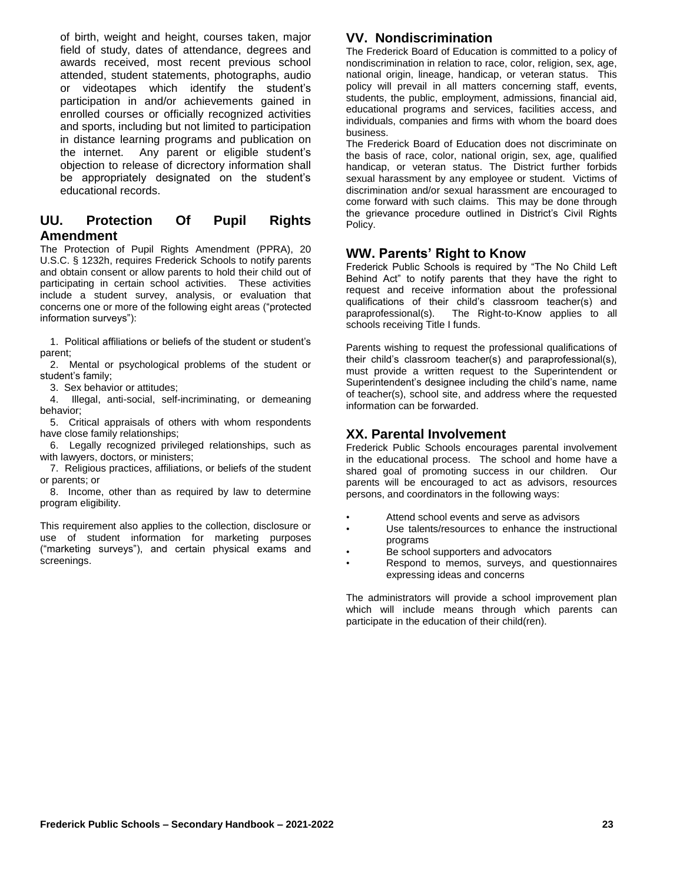of birth, weight and height, courses taken, major field of study, dates of attendance, degrees and awards received, most recent previous school attended, student statements, photographs, audio or videotapes which identify the student's participation in and/or achievements gained in enrolled courses or officially recognized activities and sports, including but not limited to participation in distance learning programs and publication on the internet. Any parent or eligible student's objection to release of dicrectory information shall be appropriately designated on the student's educational records.

## UU. Protection Of Pupil Rights Amendment

The Protection of Pupil Rights Amendment (PPRA), 20 U.S.C. § 1232h, requires Frederick Schools to notify parents and obtain consent or allow parents to hold their child out of participating in certain school activities. These activities include a student survey, analysis, or evaluation that concerns one or more of the following eight areas ("protected information surveys"):

1. Political affiliations or beliefs of the student or student's parent;
2. Mental or psychological problems of the student or student's family;
3. Sex behavior or attitudes;
4. Illegal, anti-social, self-incriminating, or demeaning behavior;
5. Critical appraisals of others with whom respondents have close family relationships;
6. Legally recognized privileged relationships, such as with lawyers, doctors, or ministers;
7. Religious practices, affiliations, or beliefs of the student or parents; or
8. Income, other than as required by law to determine program eligibility.

This requirement also applies to the collection, disclosure or use of student information for marketing purposes ("marketing surveys"), and certain physical exams and screenings.

## VV. Nondiscrimination

The Frederick Board of Education is committed to a policy of nondiscrimination in relation to race, color, religion, sex, age, national origin, lineage, handicap, or veteran status. This policy will prevail in all matters concerning staff, events, students, the public, employment, admissions, financial aid, educational programs and services, facilities access, and individuals, companies and firms with whom the board does business.

The Frederick Board of Education does not discriminate on the basis of race, color, national origin, sex, age, qualified handicap, or veteran status. The District further forbids sexual harassment by any employee or student. Victims of discrimination and/or sexual harassment are encouraged to come forward with such claims. This may be done through the grievance procedure outlined in District's Civil Rights Policy.

## WW. Parents' Right to Know

Frederick Public Schools is required by "The No Child Left Behind Act" to notify parents that they have the right to request and receive information about the professional qualifications of their child's classroom teacher(s) and paraprofessional(s). The Right-to-Know applies to all schools receiving Title I funds.

Parents wishing to request the professional qualifications of their child's classroom teacher(s) and paraprofessional(s), must provide a written request to the Superintendent or Superintendent's designee including the child's name, name of teacher(s), school site, and address where the requested information can be forwarded.

## XX. Parental Involvement

Frederick Public Schools encourages parental involvement in the educational process. The school and home have a shared goal of promoting success in our children. Our parents will be encouraged to act as advisors, resources persons, and coordinators in the following ways:

- Attend school events and serve as advisors
- Use talents/resources to enhance the instructional programs
- Be school supporters and advocators
- Respond to memos, surveys, and questionnaires expressing ideas and concerns

The administrators will provide a school improvement plan which will include means through which parents can participate in the education of their child(ren).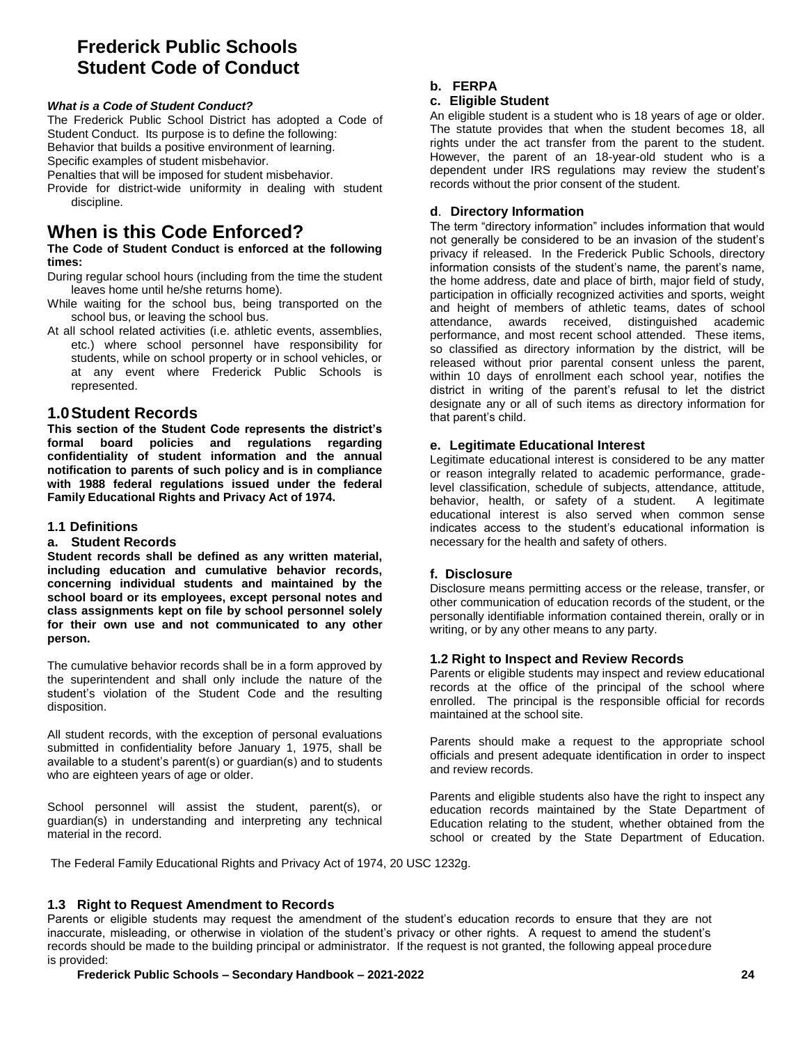# Frederick Public Schools Student Code of Conduct

***What is a Code of Student Conduct?***

The Frederick Public School District has adopted a Code of Student Conduct. Its purpose is to define the following:

Behavior that builds a positive environment of learning.

Specific examples of student misbehavior.

Penalties that will be imposed for student misbehavior.

Provide for district-wide uniformity in dealing with student discipline.

# When is this Code Enforced?

**The Code of Student Conduct is enforced at the following times:**

During regular school hours (including from the time the student leaves home until he/she returns home).

While waiting for the school bus, being transported on the school bus, or leaving the school bus.

At all school related activities (i.e. athletic events, assemblies, etc.) where school personnel have responsibility for students, while on school property or in school vehicles, or at any event where Frederick Public Schools is represented.

## 1.0 Student Records

**This section of the Student Code represents the district's formal board policies and regulations regarding confidentiality of student information and the annual notification to parents of such policy and is in compliance with 1988 federal regulations issued under the federal Family Educational Rights and Privacy Act of 1974.**

### 1.1 Definitions

#### a. Student Records

**Student records shall be defined as any written material, including education and cumulative behavior records, concerning individual students and maintained by the school board or its employees, except personal notes and class assignments kept on file by school personnel solely for their own use and not communicated to any other person.**

The cumulative behavior records shall be in a form approved by the superintendent and shall only include the nature of the student's violation of the Student Code and the resulting disposition.

All student records, with the exception of personal evaluations submitted in confidentiality before January 1, 1975, shall be available to a student's parent(s) or guardian(s) and to students who are eighteen years of age or older.

School personnel will assist the student, parent(s), or guardian(s) in understanding and interpreting any technical material in the record.

#### b. FERPA

#### c. Eligible Student

An eligible student is a student who is 18 years of age or older. The statute provides that when the student becomes 18, all rights under the act transfer from the parent to the student. However, the parent of an 18-year-old student who is a dependent under IRS regulations may review the student's records without the prior consent of the student.

#### d. Directory Information

The term "directory information" includes information that would not generally be considered to be an invasion of the student's privacy if released. In the Frederick Public Schools, directory information consists of the student's name, the parent's name, the home address, date and place of birth, major field of study, participation in officially recognized activities and sports, weight and height of members of athletic teams, dates of school attendance, awards received, distinguished academic performance, and most recent school attended. These items, so classified as directory information by the district, will be released without prior parental consent unless the parent, within 10 days of enrollment each school year, notifies the district in writing of the parent's refusal to let the district designate any or all of such items as directory information for that parent's child.

#### e. Legitimate Educational Interest

Legitimate educational interest is considered to be any matter or reason integrally related to academic performance, grade-level classification, schedule of subjects, attendance, attitude, behavior, health, or safety of a student. A legitimate educational interest is also served when common sense indicates access to the student's educational information is necessary for the health and safety of others.

#### f. Disclosure

Disclosure means permitting access or the release, transfer, or other communication of education records of the student, or the personally identifiable information contained therein, orally or in writing, or by any other means to any party.

### 1.2 Right to Inspect and Review Records

Parents or eligible students may inspect and review educational records at the office of the principal of the school where enrolled. The principal is the responsible official for records maintained at the school site.

Parents should make a request to the appropriate school officials and present adequate identification in order to inspect and review records.

Parents and eligible students also have the right to inspect any education records maintained by the State Department of Education relating to the student, whether obtained from the school or created by the State Department of Education.

The Federal Family Educational Rights and Privacy Act of 1974, 20 USC 1232g.

### 1.3 Right to Request Amendment to Records

Parents or eligible students may request the amendment of the student's education records to ensure that they are not inaccurate, misleading, or otherwise in violation of the student's privacy or other rights. A request to amend the student's records should be made to the building principal or administrator. If the request is not granted, the following appeal procedure is provided: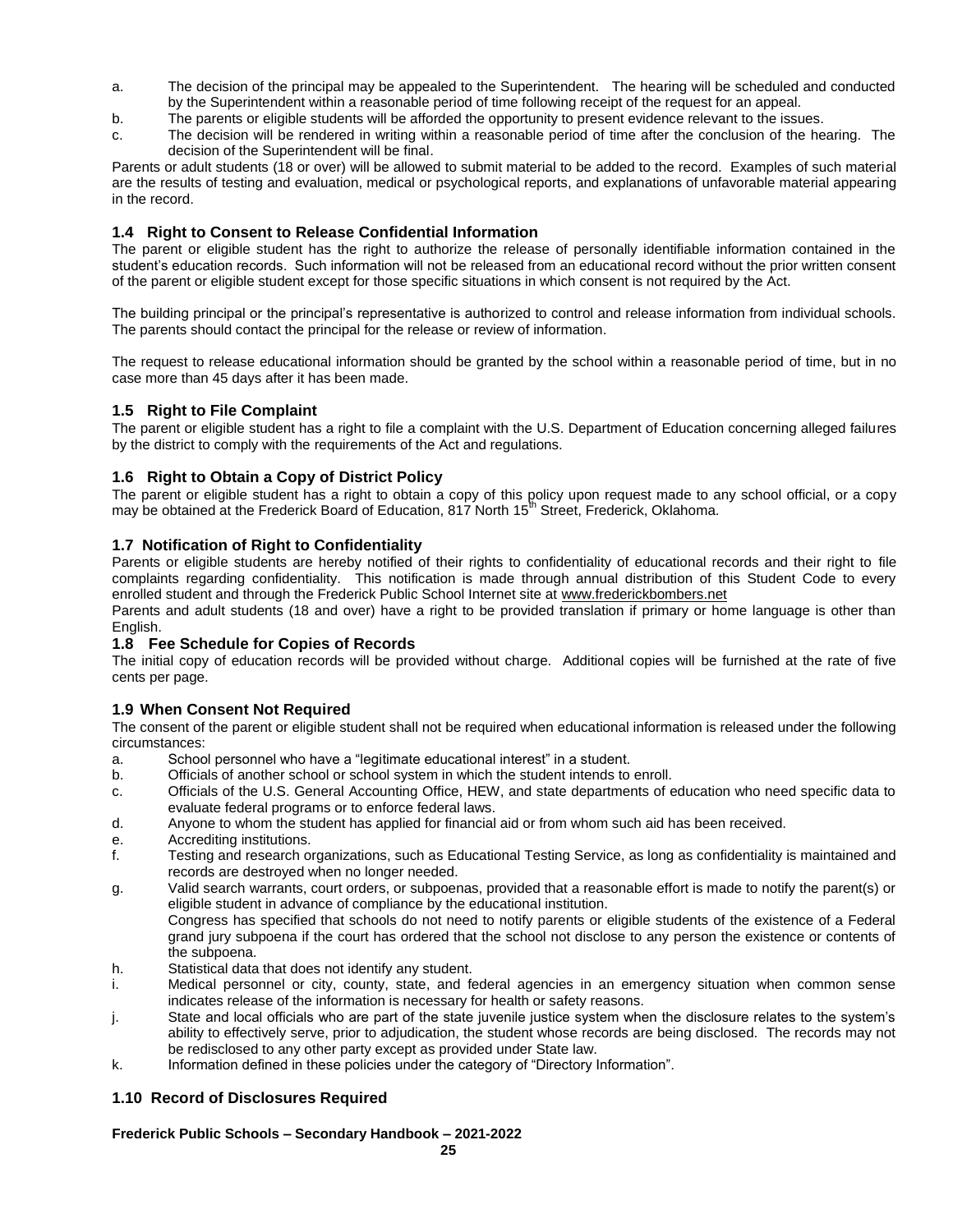a. The decision of the principal may be appealed to the Superintendent. The hearing will be scheduled and conducted by the Superintendent within a reasonable period of time following receipt of the request for an appeal.
b. The parents or eligible students will be afforded the opportunity to present evidence relevant to the issues.
c. The decision will be rendered in writing within a reasonable period of time after the conclusion of the hearing. The decision of the Superintendent will be final.

Parents or adult students (18 or over) will be allowed to submit material to be added to the record. Examples of such material are the results of testing and evaluation, medical or psychological reports, and explanations of unfavorable material appearing in the record.

### 1.4 Right to Consent to Release Confidential Information

The parent or eligible student has the right to authorize the release of personally identifiable information contained in the student's education records. Such information will not be released from an educational record without the prior written consent of the parent or eligible student except for those specific situations in which consent is not required by the Act.

The building principal or the principal's representative is authorized to control and release information from individual schools. The parents should contact the principal for the release or review of information.

The request to release educational information should be granted by the school within a reasonable period of time, but in no case more than 45 days after it has been made.

### 1.5 Right to File Complaint

The parent or eligible student has a right to file a complaint with the U.S. Department of Education concerning alleged failures by the district to comply with the requirements of the Act and regulations.

### 1.6 Right to Obtain a Copy of District Policy

The parent or eligible student has a right to obtain a copy of this policy upon request made to any school official, or a copy may be obtained at the Frederick Board of Education, 817 North 15th Street, Frederick, Oklahoma.

### 1.7 Notification of Right to Confidentiality

Parents or eligible students are hereby notified of their rights to confidentiality of educational records and their right to file complaints regarding confidentiality. This notification is made through annual distribution of this Student Code to every enrolled student and through the Frederick Public School Internet site at www.frederickbombers.net

Parents and adult students (18 and over) have a right to be provided translation if primary or home language is other than English.

### 1.8 Fee Schedule for Copies of Records

The initial copy of education records will be provided without charge. Additional copies will be furnished at the rate of five cents per page.

### 1.9 When Consent Not Required

The consent of the parent or eligible student shall not be required when educational information is released under the following circumstances:

a. School personnel who have a "legitimate educational interest" in a student.
b. Officials of another school or school system in which the student intends to enroll.
c. Officials of the U.S. General Accounting Office, HEW, and state departments of education who need specific data to evaluate federal programs or to enforce federal laws.
d. Anyone to whom the student has applied for financial aid or from whom such aid has been received.
e. Accrediting institutions.
f. Testing and research organizations, such as Educational Testing Service, as long as confidentiality is maintained and records are destroyed when no longer needed.
g. Valid search warrants, court orders, or subpoenas, provided that a reasonable effort is made to notify the parent(s) or eligible student in advance of compliance by the educational institution.
   Congress has specified that schools do not need to notify parents or eligible students of the existence of a Federal grand jury subpoena if the court has ordered that the school not disclose to any person the existence or contents of the subpoena.
h. Statistical data that does not identify any student.
i. Medical personnel or city, county, state, and federal agencies in an emergency situation when common sense indicates release of the information is necessary for health or safety reasons.
j. State and local officials who are part of the state juvenile justice system when the disclosure relates to the system's ability to effectively serve, prior to adjudication, the student whose records are being disclosed. The records may not be redisclosed to any other party except as provided under State law.
k. Information defined in these policies under the category of "Directory Information".

### 1.10 Record of Disclosures Required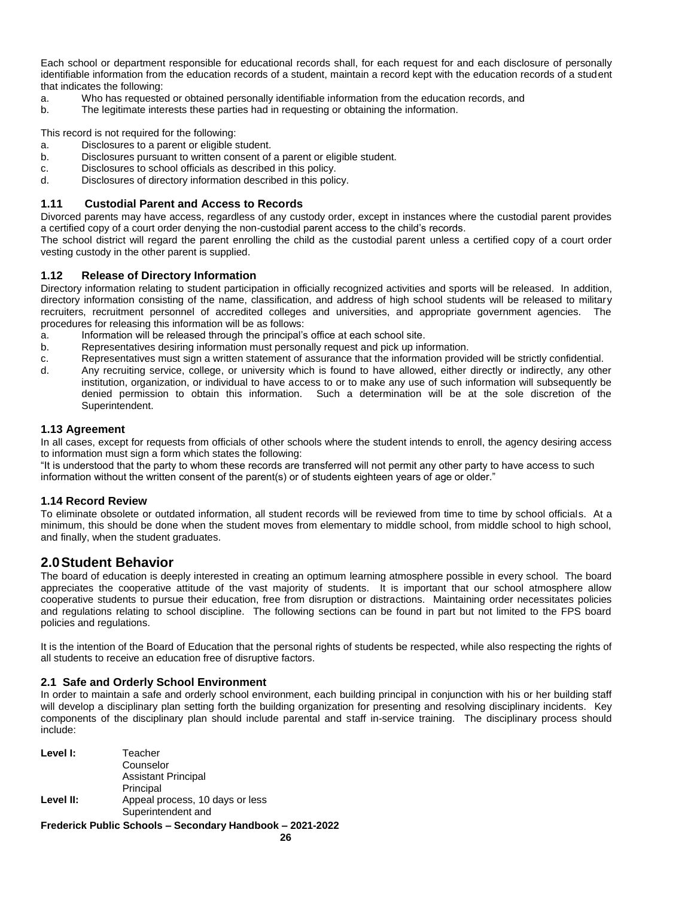Each school or department responsible for educational records shall, for each request for and each disclosure of personally identifiable information from the education records of a student, maintain a record kept with the education records of a student that indicates the following:

a. Who has requested or obtained personally identifiable information from the education records, and
b. The legitimate interests these parties had in requesting or obtaining the information.

This record is not required for the following:

a. Disclosures to a parent or eligible student.
b. Disclosures pursuant to written consent of a parent or eligible student.
c. Disclosures to school officials as described in this policy.
d. Disclosures of directory information described in this policy.

### 1.11 Custodial Parent and Access to Records

Divorced parents may have access, regardless of any custody order, except in instances where the custodial parent provides a certified copy of a court order denying the non-custodial parent access to the child's records.

The school district will regard the parent enrolling the child as the custodial parent unless a certified copy of a court order vesting custody in the other parent is supplied.

### 1.12 Release of Directory Information

Directory information relating to student participation in officially recognized activities and sports will be released. In addition, directory information consisting of the name, classification, and address of high school students will be released to military recruiters, recruitment personnel of accredited colleges and universities, and appropriate government agencies. The procedures for releasing this information will be as follows:

a. Information will be released through the principal's office at each school site.
b. Representatives desiring information must personally request and pick up information.
c. Representatives must sign a written statement of assurance that the information provided will be strictly confidential.
d. Any recruiting service, college, or university which is found to have allowed, either directly or indirectly, any other institution, organization, or individual to have access to or to make any use of such information will subsequently be denied permission to obtain this information. Such a determination will be at the sole discretion of the Superintendent.

### 1.13 Agreement

In all cases, except for requests from officials of other schools where the student intends to enroll, the agency desiring access to information must sign a form which states the following:

"It is understood that the party to whom these records are transferred will not permit any other party to have access to such information without the written consent of the parent(s) or of students eighteen years of age or older."

### 1.14 Record Review

To eliminate obsolete or outdated information, all student records will be reviewed from time to time by school officials. At a minimum, this should be done when the student moves from elementary to middle school, from middle school to high school, and finally, when the student graduates.

## 2.0 Student Behavior

The board of education is deeply interested in creating an optimum learning atmosphere possible in every school. The board appreciates the cooperative attitude of the vast majority of students. It is important that our school atmosphere allow cooperative students to pursue their education, free from disruption or distractions. Maintaining order necessitates policies and regulations relating to school discipline. The following sections can be found in part but not limited to the FPS board policies and regulations.

It is the intention of the Board of Education that the personal rights of students be respected, while also respecting the rights of all students to receive an education free of disruptive factors.

### 2.1 Safe and Orderly School Environment

In order to maintain a safe and orderly school environment, each building principal in conjunction with his or her building staff will develop a disciplinary plan setting forth the building organization for presenting and resolving disciplinary incidents. Key components of the disciplinary plan should include parental and staff in-service training. The disciplinary process should include:

**Level I:** Teacher
Counselor
Assistant Principal
Principal

**Level II:** Appeal process, 10 days or less
Superintendent and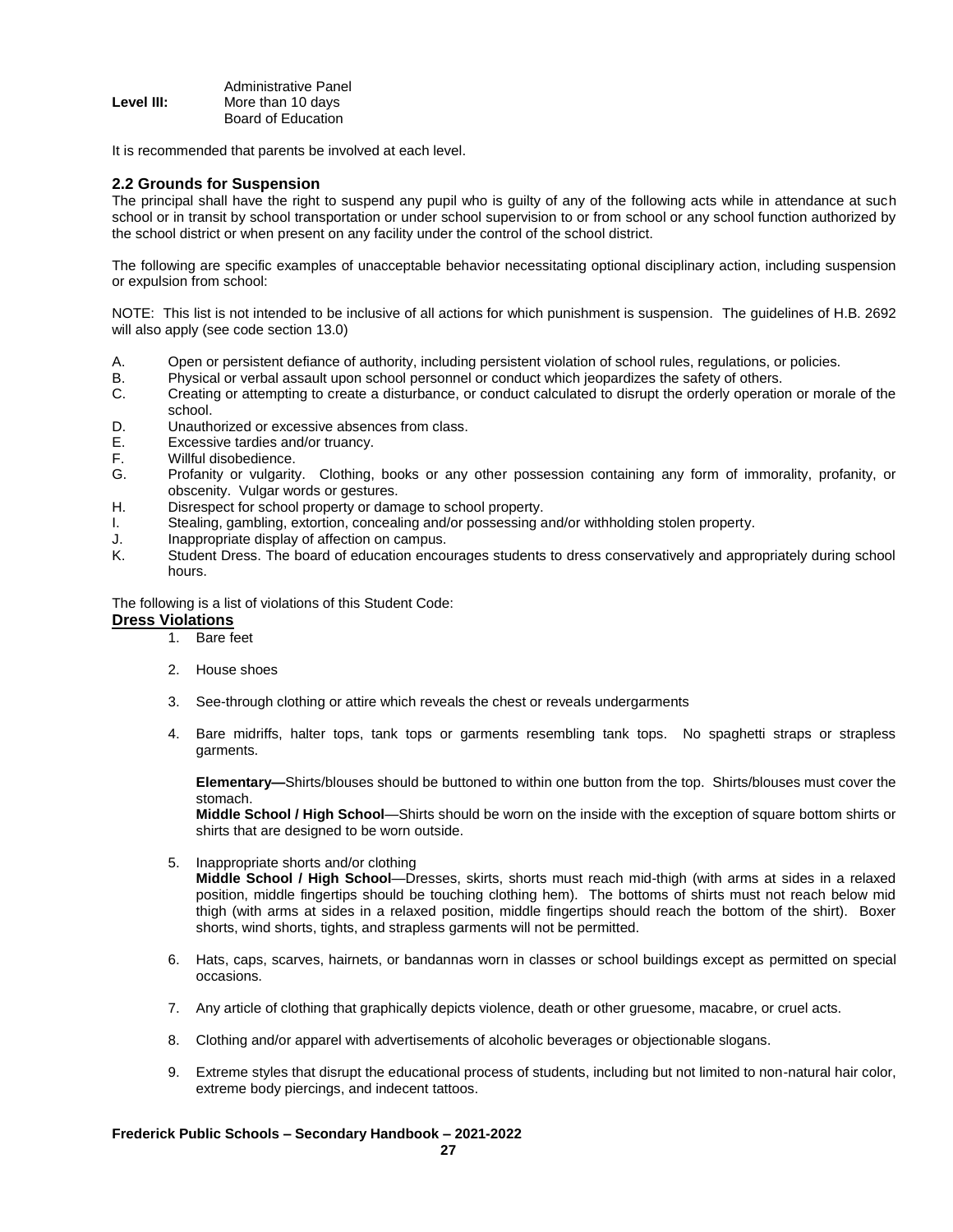| | |
|---|---|
| | Administrative Panel |
| **Level III:** | More than 10 days |
| | Board of Education |

It is recommended that parents be involved at each level.

### 2.2 Grounds for Suspension

The principal shall have the right to suspend any pupil who is guilty of any of the following acts while in attendance at such school or in transit by school transportation or under school supervision to or from school or any school function authorized by the school district or when present on any facility under the control of the school district.

The following are specific examples of unacceptable behavior necessitating optional disciplinary action, including suspension or expulsion from school:

NOTE: This list is not intended to be inclusive of all actions for which punishment is suspension. The guidelines of H.B. 2692 will also apply (see code section 13.0)

A. Open or persistent defiance of authority, including persistent violation of school rules, regulations, or policies.
B. Physical or verbal assault upon school personnel or conduct which jeopardizes the safety of others.
C. Creating or attempting to create a disturbance, or conduct calculated to disrupt the orderly operation or morale of the school.
D. Unauthorized or excessive absences from class.
E. Excessive tardies and/or truancy.
F. Willful disobedience.
G. Profanity or vulgarity. Clothing, books or any other possession containing any form of immorality, profanity, or obscenity. Vulgar words or gestures.
H. Disrespect for school property or damage to school property.
I. Stealing, gambling, extortion, concealing and/or possessing and/or withholding stolen property.
J. Inappropriate display of affection on campus.
K. Student Dress. The board of education encourages students to dress conservatively and appropriately during school hours.

The following is a list of violations of this Student Code:

**Dress Violations**

1. Bare feet
2. House shoes
3. See-through clothing or attire which reveals the chest or reveals undergarments
4. Bare midriffs, halter tops, tank tops or garments resembling tank tops. No spaghetti straps or strapless garments.

   **Elementary—**Shirts/blouses should be buttoned to within one button from the top. Shirts/blouses must cover the stomach.
   **Middle School / High School**—Shirts should be worn on the inside with the exception of square bottom shirts or shirts that are designed to be worn outside.

5. Inappropriate shorts and/or clothing
   **Middle School / High School**—Dresses, skirts, shorts must reach mid-thigh (with arms at sides in a relaxed position, middle fingertips should be touching clothing hem). The bottoms of shirts must not reach below mid thigh (with arms at sides in a relaxed position, middle fingertips should reach the bottom of the shirt). Boxer shorts, wind shorts, tights, and strapless garments will not be permitted.
6. Hats, caps, scarves, hairnets, or bandannas worn in classes or school buildings except as permitted on special occasions.
7. Any article of clothing that graphically depicts violence, death or other gruesome, macabre, or cruel acts.
8. Clothing and/or apparel with advertisements of alcoholic beverages or objectionable slogans.
9. Extreme styles that disrupt the educational process of students, including but not limited to non-natural hair color, extreme body piercings, and indecent tattoos.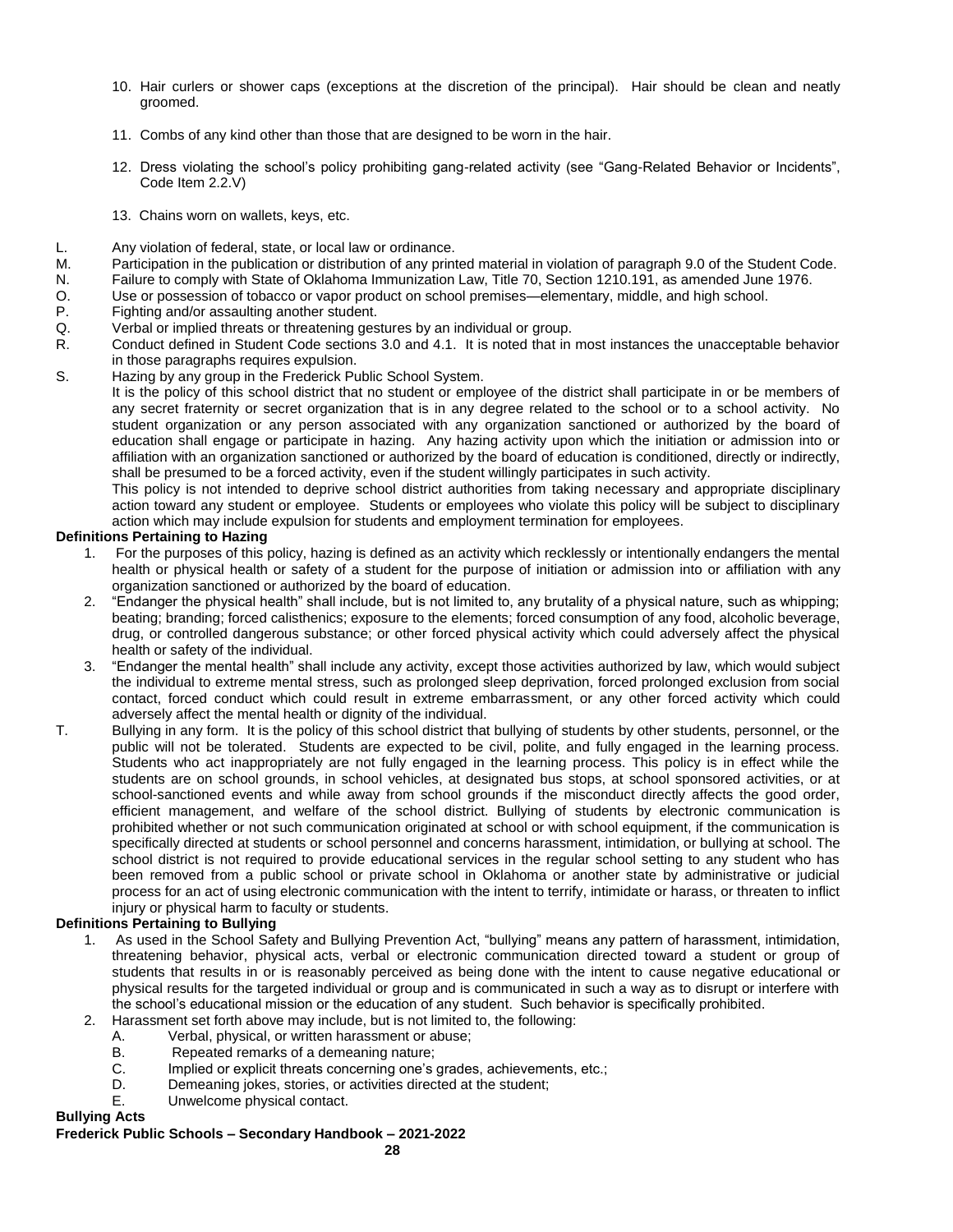10. Hair curlers or shower caps (exceptions at the discretion of the principal). Hair should be clean and neatly groomed.

11. Combs of any kind other than those that are designed to be worn in the hair.

12. Dress violating the school's policy prohibiting gang-related activity (see "Gang-Related Behavior or Incidents", Code Item 2.2.V)

13. Chains worn on wallets, keys, etc.

L. Any violation of federal, state, or local law or ordinance.
M. Participation in the publication or distribution of any printed material in violation of paragraph 9.0 of the Student Code.
N. Failure to comply with State of Oklahoma Immunization Law, Title 70, Section 1210.191, as amended June 1976.
O. Use or possession of tobacco or vapor product on school premises—elementary, middle, and high school.
P. Fighting and/or assaulting another student.
Q. Verbal or implied threats or threatening gestures by an individual or group.
R. Conduct defined in Student Code sections 3.0 and 4.1. It is noted that in most instances the unacceptable behavior in those paragraphs requires expulsion.
S. Hazing by any group in the Frederick Public School System.
It is the policy of this school district that no student or employee of the district shall participate in or be members of any secret fraternity or secret organization that is in any degree related to the school or to a school activity. No student organization or any person associated with any organization sanctioned or authorized by the board of education shall engage or participate in hazing. Any hazing activity upon which the initiation or admission into or affiliation with an organization sanctioned or authorized by the board of education is conditioned, directly or indirectly, shall be presumed to be a forced activity, even if the student willingly participates in such activity.
This policy is not intended to deprive school district authorities from taking necessary and appropriate disciplinary action toward any student or employee. Students or employees who violate this policy will be subject to disciplinary action which may include expulsion for students and employment termination for employees.

**Definitions Pertaining to Hazing**

1. For the purposes of this policy, hazing is defined as an activity which recklessly or intentionally endangers the mental health or physical health or safety of a student for the purpose of initiation or admission into or affiliation with any organization sanctioned or authorized by the board of education.
2. "Endanger the physical health" shall include, but is not limited to, any brutality of a physical nature, such as whipping; beating; branding; forced calisthenics; exposure to the elements; forced consumption of any food, alcoholic beverage, drug, or controlled dangerous substance; or other forced physical activity which could adversely affect the physical health or safety of the individual.
3. "Endanger the mental health" shall include any activity, except those activities authorized by law, which would subject the individual to extreme mental stress, such as prolonged sleep deprivation, forced prolonged exclusion from social contact, forced conduct which could result in extreme embarrassment, or any other forced activity which could adversely affect the mental health or dignity of the individual.

T. Bullying in any form. It is the policy of this school district that bullying of students by other students, personnel, or the public will not be tolerated. Students are expected to be civil, polite, and fully engaged in the learning process. Students who act inappropriately are not fully engaged in the learning process. This policy is in effect while the students are on school grounds, in school vehicles, at designated bus stops, at school sponsored activities, or at school-sanctioned events and while away from school grounds if the misconduct directly affects the good order, efficient management, and welfare of the school district. Bullying of students by electronic communication is prohibited whether or not such communication originated at school or with school equipment, if the communication is specifically directed at students or school personnel and concerns harassment, intimidation, or bullying at school. The school district is not required to provide educational services in the regular school setting to any student who has been removed from a public school or private school in Oklahoma or another state by administrative or judicial process for an act of using electronic communication with the intent to terrify, intimidate or harass, or threaten to inflict injury or physical harm to faculty or students.

**Definitions Pertaining to Bullying**

1. As used in the School Safety and Bullying Prevention Act, "bullying" means any pattern of harassment, intimidation, threatening behavior, physical acts, verbal or electronic communication directed toward a student or group of students that results in or is reasonably perceived as being done with the intent to cause negative educational or physical results for the targeted individual or group and is communicated in such a way as to disrupt or interfere with the school's educational mission or the education of any student. Such behavior is specifically prohibited.
2. Harassment set forth above may include, but is not limited to, the following:
   A. Verbal, physical, or written harassment or abuse;
   B. Repeated remarks of a demeaning nature;
   C. Implied or explicit threats concerning one's grades, achievements, etc.;
   D. Demeaning jokes, stories, or activities directed at the student;
   E. Unwelcome physical contact.

**Bullying Acts**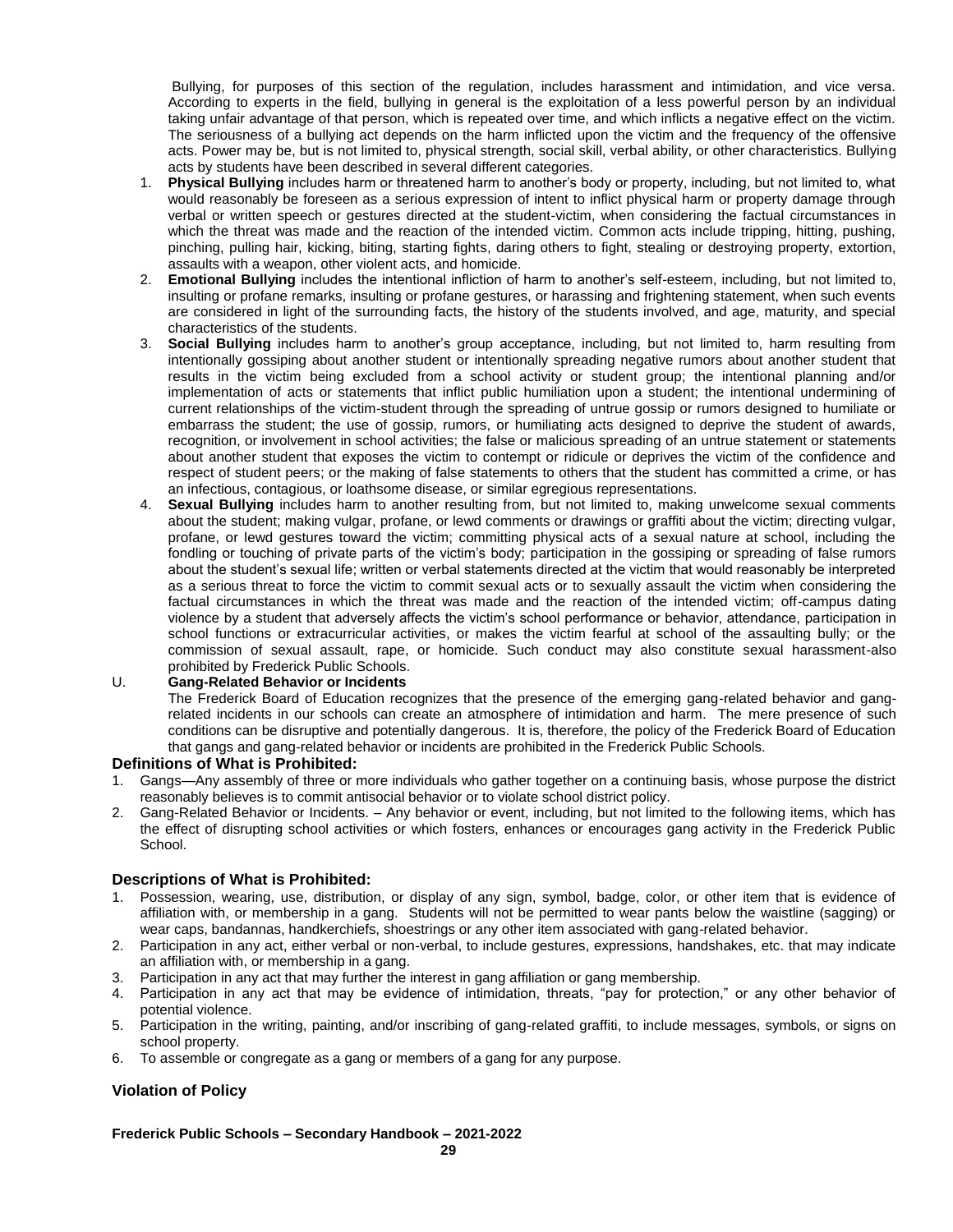Bullying, for purposes of this section of the regulation, includes harassment and intimidation, and vice versa. According to experts in the field, bullying in general is the exploitation of a less powerful person by an individual taking unfair advantage of that person, which is repeated over time, and which inflicts a negative effect on the victim. The seriousness of a bullying act depends on the harm inflicted upon the victim and the frequency of the offensive acts. Power may be, but is not limited to, physical strength, social skill, verbal ability, or other characteristics. Bullying acts by students have been described in several different categories.

1. **Physical Bullying** includes harm or threatened harm to another's body or property, including, but not limited to, what would reasonably be foreseen as a serious expression of intent to inflict physical harm or property damage through verbal or written speech or gestures directed at the student-victim, when considering the factual circumstances in which the threat was made and the reaction of the intended victim. Common acts include tripping, hitting, pushing, pinching, pulling hair, kicking, biting, starting fights, daring others to fight, stealing or destroying property, extortion, assaults with a weapon, other violent acts, and homicide.
2. **Emotional Bullying** includes the intentional infliction of harm to another's self-esteem, including, but not limited to, insulting or profane remarks, insulting or profane gestures, or harassing and frightening statement, when such events are considered in light of the surrounding facts, the history of the students involved, and age, maturity, and special characteristics of the students.
3. **Social Bullying** includes harm to another's group acceptance, including, but not limited to, harm resulting from intentionally gossiping about another student or intentionally spreading negative rumors about another student that results in the victim being excluded from a school activity or student group; the intentional planning and/or implementation of acts or statements that inflict public humiliation upon a student; the intentional undermining of current relationships of the victim-student through the spreading of untrue gossip or rumors designed to humiliate or embarrass the student; the use of gossip, rumors, or humiliating acts designed to deprive the student of awards, recognition, or involvement in school activities; the false or malicious spreading of an untrue statement or statements about another student that exposes the victim to contempt or ridicule or deprives the victim of the confidence and respect of student peers; or the making of false statements to others that the student has committed a crime, or has an infectious, contagious, or loathsome disease, or similar egregious representations.
4. **Sexual Bullying** includes harm to another resulting from, but not limited to, making unwelcome sexual comments about the student; making vulgar, profane, or lewd comments or drawings or graffiti about the victim; directing vulgar, profane, or lewd gestures toward the victim; committing physical acts of a sexual nature at school, including the fondling or touching of private parts of the victim's body; participation in the gossiping or spreading of false rumors about the student's sexual life; written or verbal statements directed at the victim that would reasonably be interpreted as a serious threat to force the victim to commit sexual acts or to sexually assault the victim when considering the factual circumstances in which the threat was made and the reaction of the intended victim; off-campus dating violence by a student that adversely affects the victim's school performance or behavior, attendance, participation in school functions or extracurricular activities, or makes the victim fearful at school of the assaulting bully; or the commission of sexual assault, rape, or homicide. Such conduct may also constitute sexual harassment-also prohibited by Frederick Public Schools.

U. **Gang-Related Behavior or Incidents**

The Frederick Board of Education recognizes that the presence of the emerging gang-related behavior and gang-related incidents in our schools can create an atmosphere of intimidation and harm. The mere presence of such conditions can be disruptive and potentially dangerous. It is, therefore, the policy of the Frederick Board of Education that gangs and gang-related behavior or incidents are prohibited in the Frederick Public Schools.

### Definitions of What is Prohibited:

1. Gangs—Any assembly of three or more individuals who gather together on a continuing basis, whose purpose the district reasonably believes is to commit antisocial behavior or to violate school district policy.
2. Gang-Related Behavior or Incidents. – Any behavior or event, including, but not limited to the following items, which has the effect of disrupting school activities or which fosters, enhances or encourages gang activity in the Frederick Public School.

### Descriptions of What is Prohibited:

1. Possession, wearing, use, distribution, or display of any sign, symbol, badge, color, or other item that is evidence of affiliation with, or membership in a gang. Students will not be permitted to wear pants below the waistline (sagging) or wear caps, bandannas, handkerchiefs, shoestrings or any other item associated with gang-related behavior.
2. Participation in any act, either verbal or non-verbal, to include gestures, expressions, handshakes, etc. that may indicate an affiliation with, or membership in a gang.
3. Participation in any act that may further the interest in gang affiliation or gang membership.
4. Participation in any act that may be evidence of intimidation, threats, "pay for protection," or any other behavior of potential violence.
5. Participation in the writing, painting, and/or inscribing of gang-related graffiti, to include messages, symbols, or signs on school property.
6. To assemble or congregate as a gang or members of a gang for any purpose.

### Violation of Policy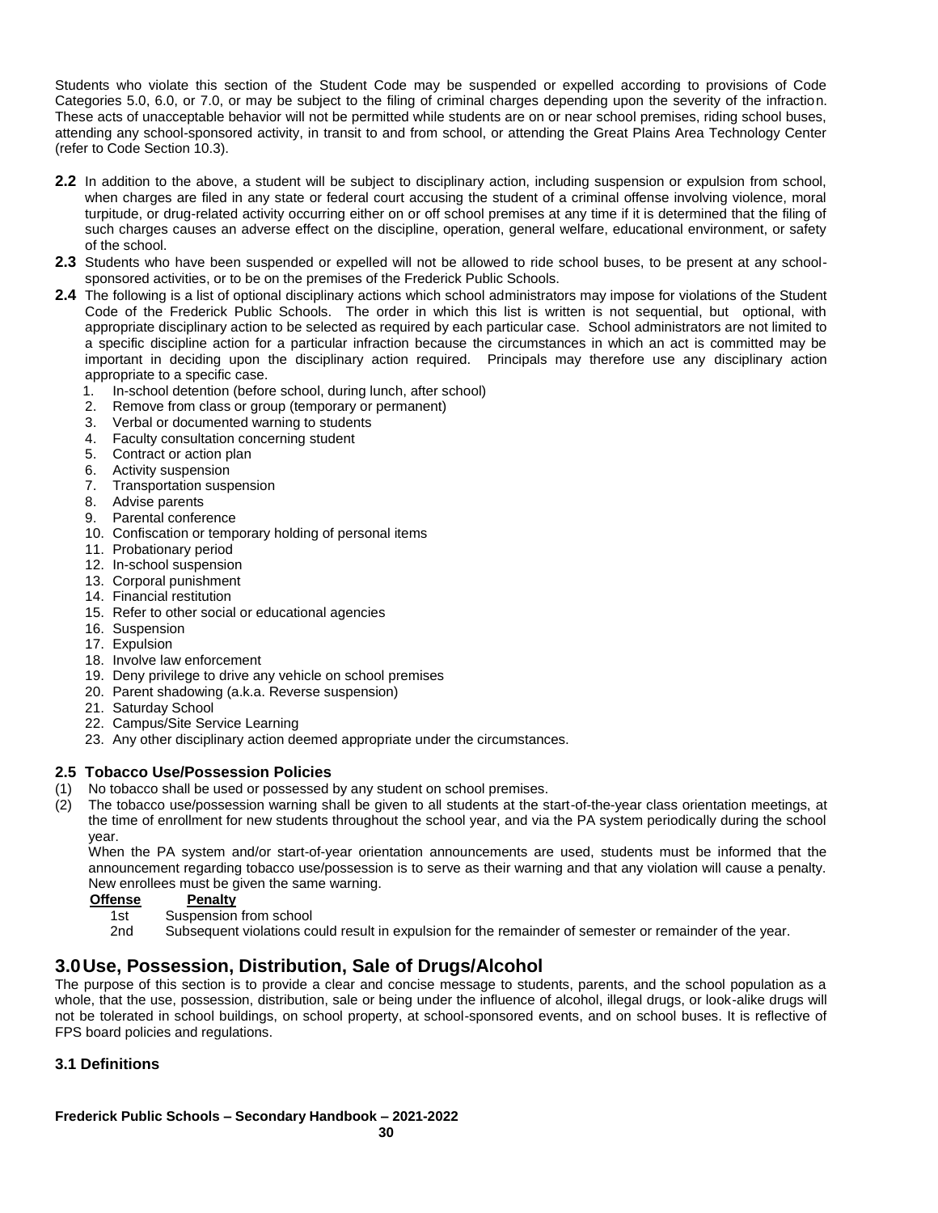Students who violate this section of the Student Code may be suspended or expelled according to provisions of Code Categories 5.0, 6.0, or 7.0, or may be subject to the filing of criminal charges depending upon the severity of the infraction. These acts of unacceptable behavior will not be permitted while students are on or near school premises, riding school buses, attending any school-sponsored activity, in transit to and from school, or attending the Great Plains Area Technology Center (refer to Code Section 10.3).

**2.2** In addition to the above, a student will be subject to disciplinary action, including suspension or expulsion from school, when charges are filed in any state or federal court accusing the student of a criminal offense involving violence, moral turpitude, or drug-related activity occurring either on or off school premises at any time if it is determined that the filing of such charges causes an adverse effect on the discipline, operation, general welfare, educational environment, or safety of the school.

**2.3** Students who have been suspended or expelled will not be allowed to ride school buses, to be present at any school-sponsored activities, or to be on the premises of the Frederick Public Schools.

**2.4** The following is a list of optional disciplinary actions which school administrators may impose for violations of the Student Code of the Frederick Public Schools. The order in which this list is written is not sequential, but optional, with appropriate disciplinary action to be selected as required by each particular case. School administrators are not limited to a specific discipline action for a particular infraction because the circumstances in which an act is committed may be important in deciding upon the disciplinary action required. Principals may therefore use any disciplinary action appropriate to a specific case.

1. In-school detention (before school, during lunch, after school)
2. Remove from class or group (temporary or permanent)
3. Verbal or documented warning to students
4. Faculty consultation concerning student
5. Contract or action plan
6. Activity suspension
7. Transportation suspension
8. Advise parents
9. Parental conference
10. Confiscation or temporary holding of personal items
11. Probationary period
12. In-school suspension
13. Corporal punishment
14. Financial restitution
15. Refer to other social or educational agencies
16. Suspension
17. Expulsion
18. Involve law enforcement
19. Deny privilege to drive any vehicle on school premises
20. Parent shadowing (a.k.a. Reverse suspension)
21. Saturday School
22. Campus/Site Service Learning
23. Any other disciplinary action deemed appropriate under the circumstances.

### 2.5 Tobacco Use/Possession Policies

(1) No tobacco shall be used or possessed by any student on school premises.

(2) The tobacco use/possession warning shall be given to all students at the start-of-the-year class orientation meetings, at the time of enrollment for new students throughout the school year, and via the PA system periodically during the school year.

When the PA system and/or start-of-year orientation announcements are used, students must be informed that the announcement regarding tobacco use/possession is to serve as their warning and that any violation will cause a penalty. New enrollees must be given the same warning.

| Offense | Penalty |
|---|---|
| 1st | Suspension from school |
| 2nd | Subsequent violations could result in expulsion for the remainder of semester or remainder of the year. |

## 3.0 Use, Possession, Distribution, Sale of Drugs/Alcohol

The purpose of this section is to provide a clear and concise message to students, parents, and the school population as a whole, that the use, possession, distribution, sale or being under the influence of alcohol, illegal drugs, or look-alike drugs will not be tolerated in school buildings, on school property, at school-sponsored events, and on school buses. It is reflective of FPS board policies and regulations.

### 3.1 Definitions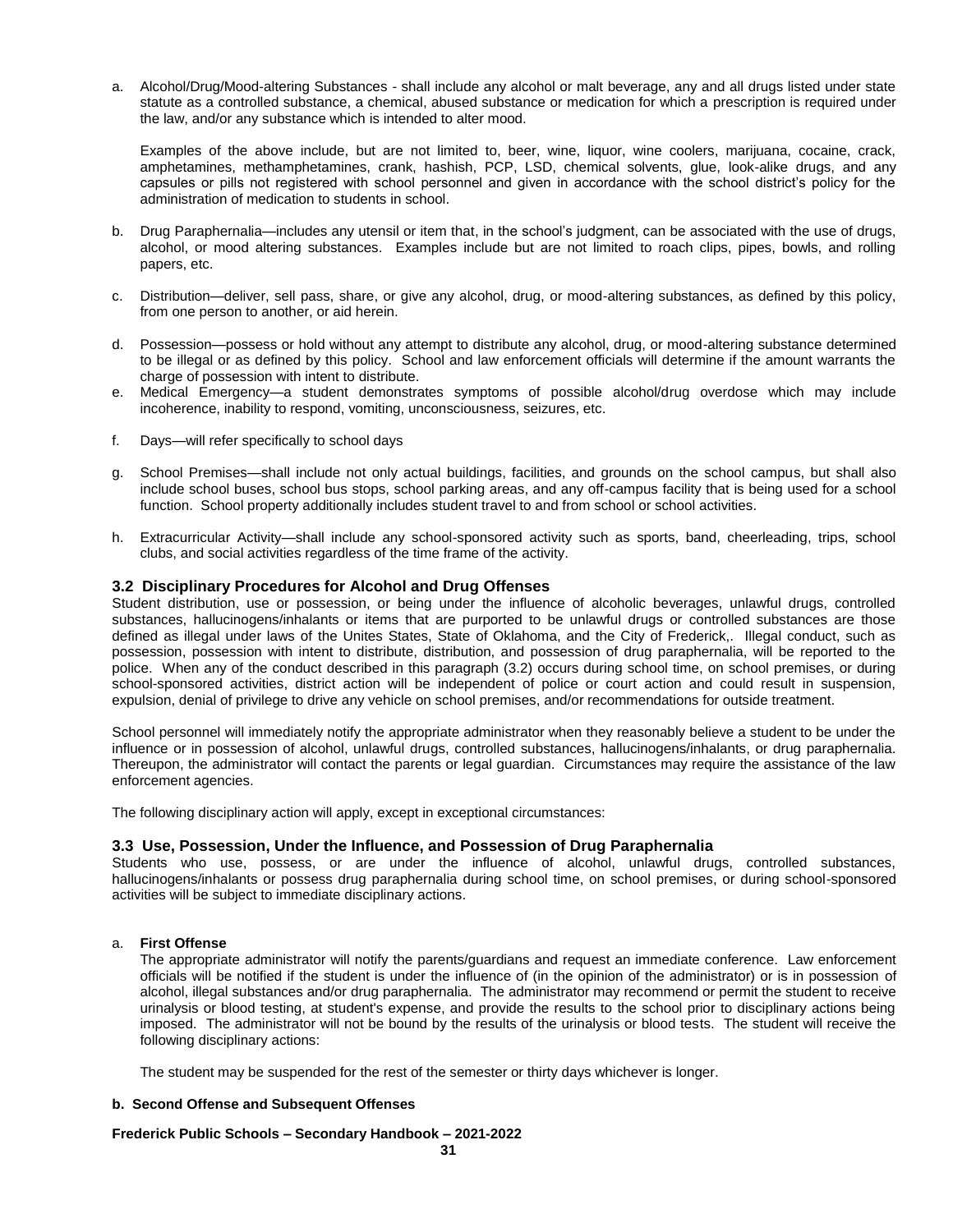a. Alcohol/Drug/Mood-altering Substances - shall include any alcohol or malt beverage, any and all drugs listed under state statute as a controlled substance, a chemical, abused substance or medication for which a prescription is required under the law, and/or any substance which is intended to alter mood.

   Examples of the above include, but are not limited to, beer, wine, liquor, wine coolers, marijuana, cocaine, crack, amphetamines, methamphetamines, crank, hashish, PCP, LSD, chemical solvents, glue, look-alike drugs, and any capsules or pills not registered with school personnel and given in accordance with the school district's policy for the administration of medication to students in school.

b. Drug Paraphernalia—includes any utensil or item that, in the school's judgment, can be associated with the use of drugs, alcohol, or mood altering substances. Examples include but are not limited to roach clips, pipes, bowls, and rolling papers, etc.

c. Distribution—deliver, sell pass, share, or give any alcohol, drug, or mood-altering substances, as defined by this policy, from one person to another, or aid herein.

d. Possession—possess or hold without any attempt to distribute any alcohol, drug, or mood-altering substance determined to be illegal or as defined by this policy. School and law enforcement officials will determine if the amount warrants the charge of possession with intent to distribute.

e. Medical Emergency—a student demonstrates symptoms of possible alcohol/drug overdose which may include incoherence, inability to respond, vomiting, unconsciousness, seizures, etc.

f. Days—will refer specifically to school days

g. School Premises—shall include not only actual buildings, facilities, and grounds on the school campus, but shall also include school buses, school bus stops, school parking areas, and any off-campus facility that is being used for a school function. School property additionally includes student travel to and from school or school activities.

h. Extracurricular Activity—shall include any school-sponsored activity such as sports, band, cheerleading, trips, school clubs, and social activities regardless of the time frame of the activity.

### 3.2 Disciplinary Procedures for Alcohol and Drug Offenses

Student distribution, use or possession, or being under the influence of alcoholic beverages, unlawful drugs, controlled substances, hallucinogens/inhalants or items that are purported to be unlawful drugs or controlled substances are those defined as illegal under laws of the Unites States, State of Oklahoma, and the City of Frederick,. Illegal conduct, such as possession, possession with intent to distribute, distribution, and possession of drug paraphernalia, will be reported to the police. When any of the conduct described in this paragraph (3.2) occurs during school time, on school premises, or during school-sponsored activities, district action will be independent of police or court action and could result in suspension, expulsion, denial of privilege to drive any vehicle on school premises, and/or recommendations for outside treatment.

School personnel will immediately notify the appropriate administrator when they reasonably believe a student to be under the influence or in possession of alcohol, unlawful drugs, controlled substances, hallucinogens/inhalants, or drug paraphernalia. Thereupon, the administrator will contact the parents or legal guardian. Circumstances may require the assistance of the law enforcement agencies.

The following disciplinary action will apply, except in exceptional circumstances:

### 3.3 Use, Possession, Under the Influence, and Possession of Drug Paraphernalia

Students who use, possess, or are under the influence of alcohol, unlawful drugs, controlled substances, hallucinogens/inhalants or possess drug paraphernalia during school time, on school premises, or during school-sponsored activities will be subject to immediate disciplinary actions.

a. **First Offense**

   The appropriate administrator will notify the parents/guardians and request an immediate conference. Law enforcement officials will be notified if the student is under the influence of (in the opinion of the administrator) or is in possession of alcohol, illegal substances and/or drug paraphernalia. The administrator may recommend or permit the student to receive urinalysis or blood testing, at student's expense, and provide the results to the school prior to disciplinary actions being imposed. The administrator will not be bound by the results of the urinalysis or blood tests. The student will receive the following disciplinary actions:

   The student may be suspended for the rest of the semester or thirty days whichever is longer.

**b. Second Offense and Subsequent Offenses**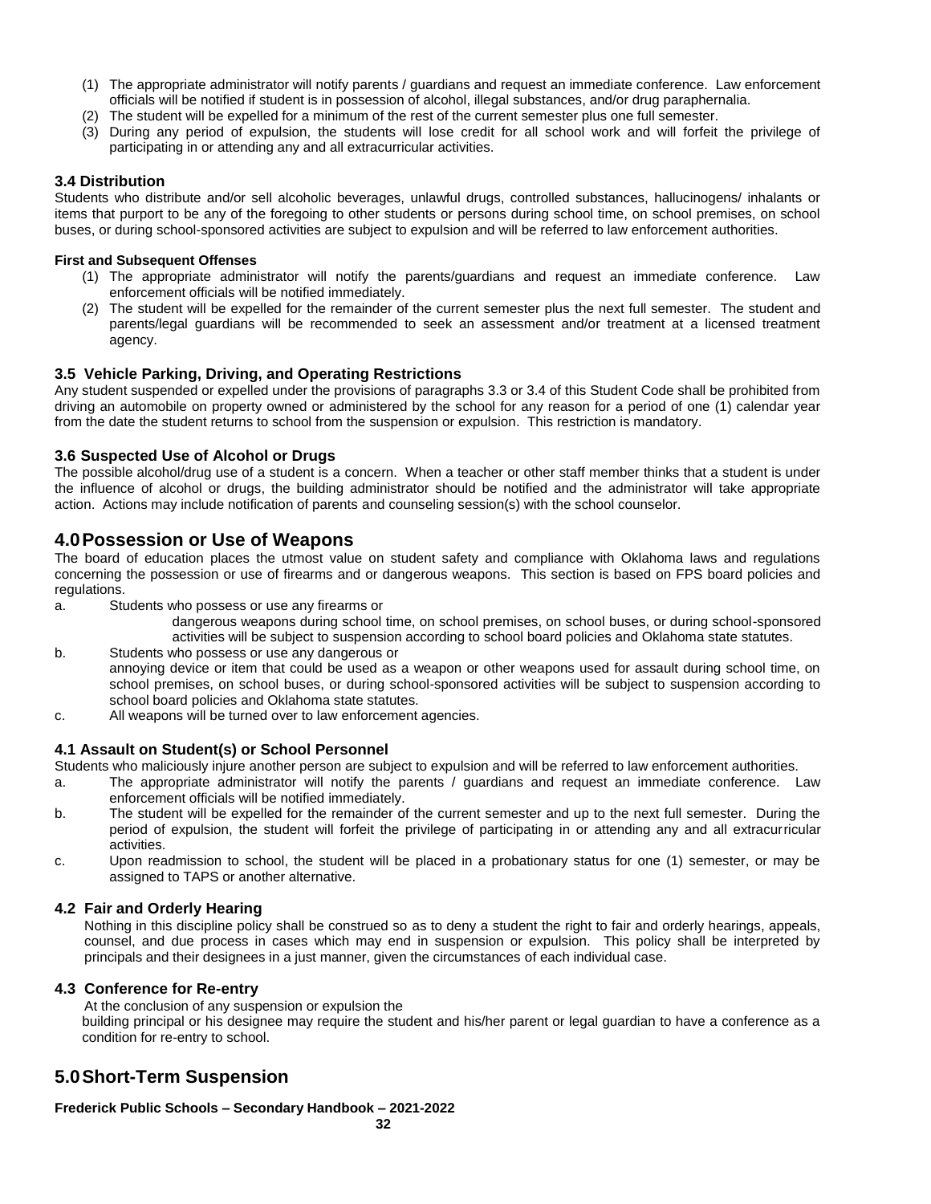(1) The appropriate administrator will notify parents / guardians and request an immediate conference. Law enforcement officials will be notified if student is in possession of alcohol, illegal substances, and/or drug paraphernalia.
(2) The student will be expelled for a minimum of the rest of the current semester plus one full semester.
(3) During any period of expulsion, the students will lose credit for all school work and will forfeit the privilege of participating in or attending any and all extracurricular activities.

### 3.4 Distribution

Students who distribute and/or sell alcoholic beverages, unlawful drugs, controlled substances, hallucinogens/ inhalants or items that purport to be any of the foregoing to other students or persons during school time, on school premises, on school buses, or during school-sponsored activities are subject to expulsion and will be referred to law enforcement authorities.

**First and Subsequent Offenses**

(1) The appropriate administrator will notify the parents/guardians and request an immediate conference. Law enforcement officials will be notified immediately.
(2) The student will be expelled for the remainder of the current semester plus the next full semester. The student and parents/legal guardians will be recommended to seek an assessment and/or treatment at a licensed treatment agency.

### 3.5 Vehicle Parking, Driving, and Operating Restrictions

Any student suspended or expelled under the provisions of paragraphs 3.3 or 3.4 of this Student Code shall be prohibited from driving an automobile on property owned or administered by the school for any reason for a period of one (1) calendar year from the date the student returns to school from the suspension or expulsion. This restriction is mandatory.

### 3.6 Suspected Use of Alcohol or Drugs

The possible alcohol/drug use of a student is a concern. When a teacher or other staff member thinks that a student is under the influence of alcohol or drugs, the building administrator should be notified and the administrator will take appropriate action. Actions may include notification of parents and counseling session(s) with the school counselor.

## 4.0 Possession or Use of Weapons

The board of education places the utmost value on student safety and compliance with Oklahoma laws and regulations concerning the possession or use of firearms and or dangerous weapons. This section is based on FPS board policies and regulations.

a. Students who possess or use any firearms or dangerous weapons during school time, on school premises, on school buses, or during school-sponsored activities will be subject to suspension according to school board policies and Oklahoma state statutes.
b. Students who possess or use any dangerous or annoying device or item that could be used as a weapon or other weapons used for assault during school time, on school premises, on school buses, or during school-sponsored activities will be subject to suspension according to school board policies and Oklahoma state statutes.
c. All weapons will be turned over to law enforcement agencies.

### 4.1 Assault on Student(s) or School Personnel

Students who maliciously injure another person are subject to expulsion and will be referred to law enforcement authorities.

a. The appropriate administrator will notify the parents / guardians and request an immediate conference. Law enforcement officials will be notified immediately.
b. The student will be expelled for the remainder of the current semester and up to the next full semester. During the period of expulsion, the student will forfeit the privilege of participating in or attending any and all extracurricular activities.
c. Upon readmission to school, the student will be placed in a probationary status for one (1) semester, or may be assigned to TAPS or another alternative.

### 4.2 Fair and Orderly Hearing

Nothing in this discipline policy shall be construed so as to deny a student the right to fair and orderly hearings, appeals, counsel, and due process in cases which may end in suspension or expulsion. This policy shall be interpreted by principals and their designees in a just manner, given the circumstances of each individual case.

### 4.3 Conference for Re-entry

At the conclusion of any suspension or expulsion the building principal or his designee may require the student and his/her parent or legal guardian to have a conference as a condition for re-entry to school.

## 5.0 Short-Term Suspension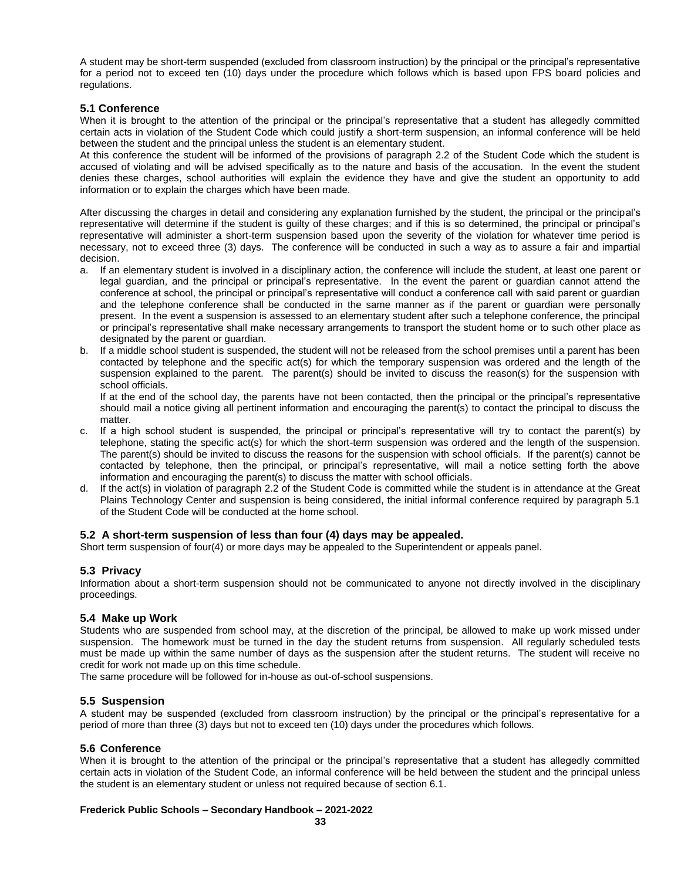A student may be short-term suspended (excluded from classroom instruction) by the principal or the principal's representative for a period not to exceed ten (10) days under the procedure which follows which is based upon FPS board policies and regulations.

### 5.1 Conference

When it is brought to the attention of the principal or the principal's representative that a student has allegedly committed certain acts in violation of the Student Code which could justify a short-term suspension, an informal conference will be held between the student and the principal unless the student is an elementary student.

At this conference the student will be informed of the provisions of paragraph 2.2 of the Student Code which the student is accused of violating and will be advised specifically as to the nature and basis of the accusation. In the event the student denies these charges, school authorities will explain the evidence they have and give the student an opportunity to add information or to explain the charges which have been made.

After discussing the charges in detail and considering any explanation furnished by the student, the principal or the principal's representative will determine if the student is guilty of these charges; and if this is so determined, the principal or principal's representative will administer a short-term suspension based upon the severity of the violation for whatever time period is necessary, not to exceed three (3) days. The conference will be conducted in such a way as to assure a fair and impartial decision.

a. If an elementary student is involved in a disciplinary action, the conference will include the student, at least one parent or legal guardian, and the principal or principal's representative. In the event the parent or guardian cannot attend the conference at school, the principal or principal's representative will conduct a conference call with said parent or guardian and the telephone conference shall be conducted in the same manner as if the parent or guardian were personally present. In the event a suspension is assessed to an elementary student after such a telephone conference, the principal or principal's representative shall make necessary arrangements to transport the student home or to such other place as designated by the parent or guardian.
b. If a middle school student is suspended, the student will not be released from the school premises until a parent has been contacted by telephone and the specific act(s) for which the temporary suspension was ordered and the length of the suspension explained to the parent. The parent(s) should be invited to discuss the reason(s) for the suspension with school officials.

   If at the end of the school day, the parents have not been contacted, then the principal or the principal's representative should mail a notice giving all pertinent information and encouraging the parent(s) to contact the principal to discuss the matter.
c. If a high school student is suspended, the principal or principal's representative will try to contact the parent(s) by telephone, stating the specific act(s) for which the short-term suspension was ordered and the length of the suspension. The parent(s) should be invited to discuss the reasons for the suspension with school officials. If the parent(s) cannot be contacted by telephone, then the principal, or principal's representative, will mail a notice setting forth the above information and encouraging the parent(s) to discuss the matter with school officials.
d. If the act(s) in violation of paragraph 2.2 of the Student Code is committed while the student is in attendance at the Great Plains Technology Center and suspension is being considered, the initial informal conference required by paragraph 5.1 of the Student Code will be conducted at the home school.

### 5.2 A short-term suspension of less than four (4) days may be appealed.

Short term suspension of four(4) or more days may be appealed to the Superintendent or appeals panel.

### 5.3 Privacy

Information about a short-term suspension should not be communicated to anyone not directly involved in the disciplinary proceedings.

### 5.4 Make up Work

Students who are suspended from school may, at the discretion of the principal, be allowed to make up work missed under suspension. The homework must be turned in the day the student returns from suspension. All regularly scheduled tests must be made up within the same number of days as the suspension after the student returns. The student will receive no credit for work not made up on this time schedule.

The same procedure will be followed for in-house as out-of-school suspensions.

### 5.5 Suspension

A student may be suspended (excluded from classroom instruction) by the principal or the principal's representative for a period of more than three (3) days but not to exceed ten (10) days under the procedures which follows.

### 5.6 Conference

When it is brought to the attention of the principal or the principal's representative that a student has allegedly committed certain acts in violation of the Student Code, an informal conference will be held between the student and the principal unless the student is an elementary student or unless not required because of section 6.1.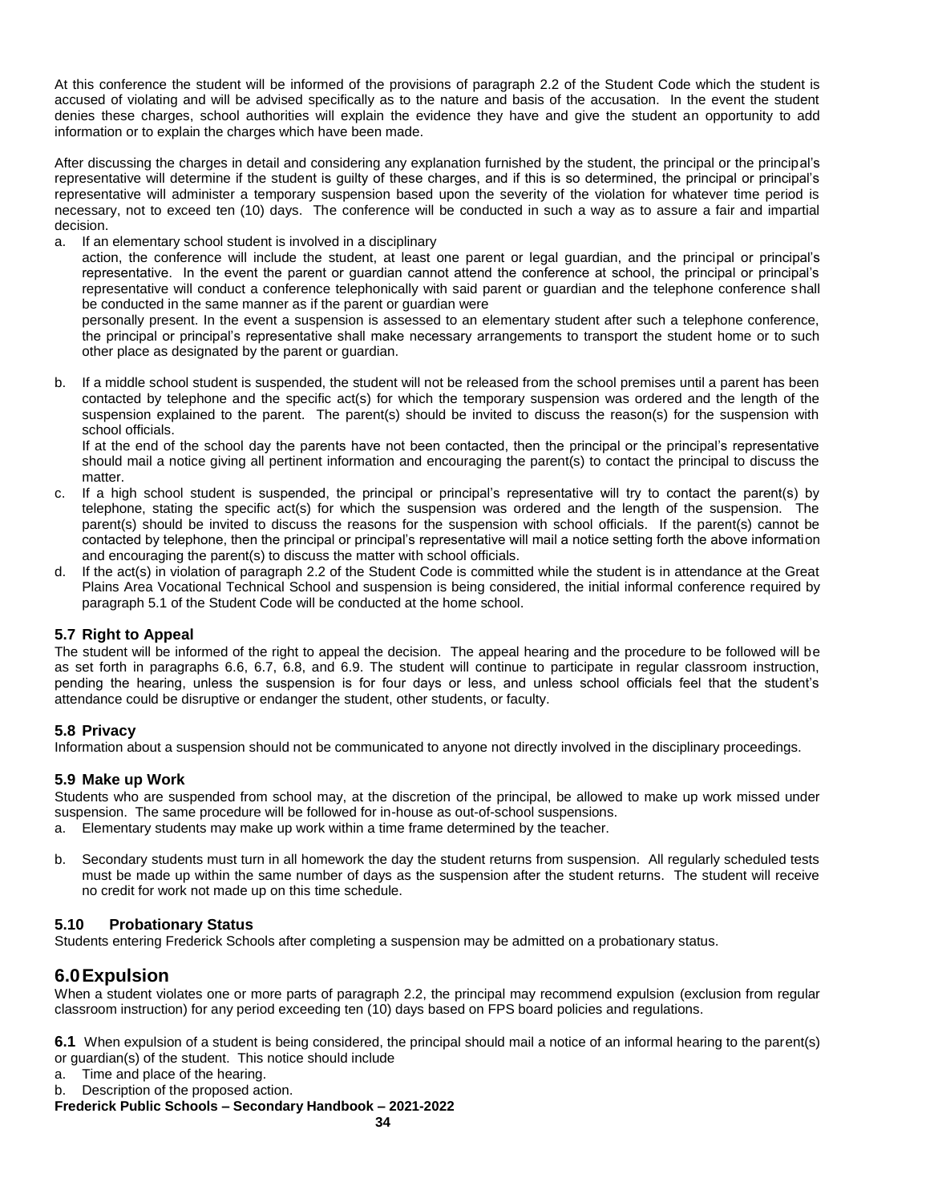At this conference the student will be informed of the provisions of paragraph 2.2 of the Student Code which the student is accused of violating and will be advised specifically as to the nature and basis of the accusation. In the event the student denies these charges, school authorities will explain the evidence they have and give the student an opportunity to add information or to explain the charges which have been made.

After discussing the charges in detail and considering any explanation furnished by the student, the principal or the principal's representative will determine if the student is guilty of these charges, and if this is so determined, the principal or principal's representative will administer a temporary suspension based upon the severity of the violation for whatever time period is necessary, not to exceed ten (10) days. The conference will be conducted in such a way as to assure a fair and impartial decision.

a. If an elementary school student is involved in a disciplinary action, the conference will include the student, at least one parent or legal guardian, and the principal or principal's representative. In the event the parent or guardian cannot attend the conference at school, the principal or principal's representative will conduct a conference telephonically with said parent or guardian and the telephone conference shall be conducted in the same manner as if the parent or guardian were personally present. In the event a suspension is assessed to an elementary student after such a telephone conference, the principal or principal's representative shall make necessary arrangements to transport the student home or to such other place as designated by the parent or guardian.

b. If a middle school student is suspended, the student will not be released from the school premises until a parent has been contacted by telephone and the specific act(s) for which the temporary suspension was ordered and the length of the suspension explained to the parent. The parent(s) should be invited to discuss the reason(s) for the suspension with school officials.
If at the end of the school day the parents have not been contacted, then the principal or the principal's representative should mail a notice giving all pertinent information and encouraging the parent(s) to contact the principal to discuss the matter.

c. If a high school student is suspended, the principal or principal's representative will try to contact the parent(s) by telephone, stating the specific act(s) for which the suspension was ordered and the length of the suspension. The parent(s) should be invited to discuss the reasons for the suspension with school officials. If the parent(s) cannot be contacted by telephone, then the principal or principal's representative will mail a notice setting forth the above information and encouraging the parent(s) to discuss the matter with school officials.

d. If the act(s) in violation of paragraph 2.2 of the Student Code is committed while the student is in attendance at the Great Plains Area Vocational Technical School and suspension is being considered, the initial informal conference required by paragraph 5.1 of the Student Code will be conducted at the home school.

### 5.7 Right to Appeal

The student will be informed of the right to appeal the decision. The appeal hearing and the procedure to be followed will be as set forth in paragraphs 6.6, 6.7, 6.8, and 6.9. The student will continue to participate in regular classroom instruction, pending the hearing, unless the suspension is for four days or less, and unless school officials feel that the student's attendance could be disruptive or endanger the student, other students, or faculty.

### 5.8 Privacy

Information about a suspension should not be communicated to anyone not directly involved in the disciplinary proceedings.

### 5.9 Make up Work

Students who are suspended from school may, at the discretion of the principal, be allowed to make up work missed under suspension. The same procedure will be followed for in-house as out-of-school suspensions.

a. Elementary students may make up work within a time frame determined by the teacher.

b. Secondary students must turn in all homework the day the student returns from suspension. All regularly scheduled tests must be made up within the same number of days as the suspension after the student returns. The student will receive no credit for work not made up on this time schedule.

### 5.10 Probationary Status

Students entering Frederick Schools after completing a suspension may be admitted on a probationary status.

## 6.0 Expulsion

When a student violates one or more parts of paragraph 2.2, the principal may recommend expulsion (exclusion from regular classroom instruction) for any period exceeding ten (10) days based on FPS board policies and regulations.

**6.1** When expulsion of a student is being considered, the principal should mail a notice of an informal hearing to the parent(s) or guardian(s) of the student. This notice should include

a. Time and place of the hearing.
b. Description of the proposed action.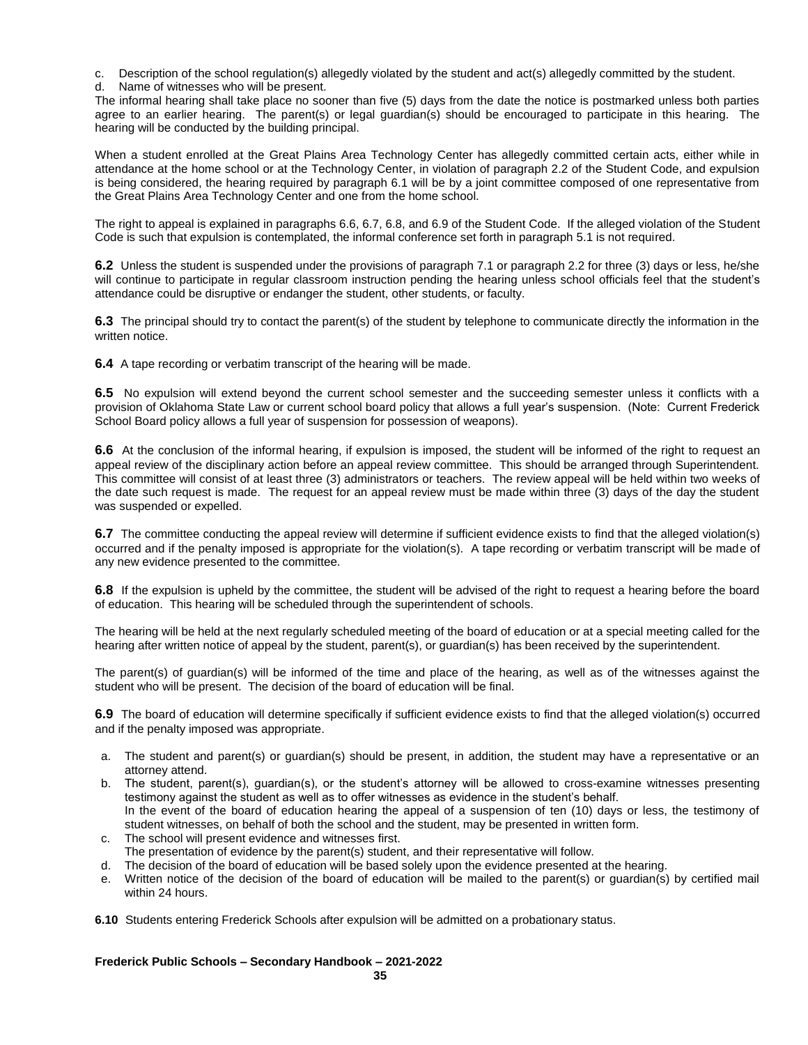c. Description of the school regulation(s) allegedly violated by the student and act(s) allegedly committed by the student.
d. Name of witnesses who will be present.

The informal hearing shall take place no sooner than five (5) days from the date the notice is postmarked unless both parties agree to an earlier hearing. The parent(s) or legal guardian(s) should be encouraged to participate in this hearing. The hearing will be conducted by the building principal.

When a student enrolled at the Great Plains Area Technology Center has allegedly committed certain acts, either while in attendance at the home school or at the Technology Center, in violation of paragraph 2.2 of the Student Code, and expulsion is being considered, the hearing required by paragraph 6.1 will be by a joint committee composed of one representative from the Great Plains Area Technology Center and one from the home school.

The right to appeal is explained in paragraphs 6.6, 6.7, 6.8, and 6.9 of the Student Code. If the alleged violation of the Student Code is such that expulsion is contemplated, the informal conference set forth in paragraph 5.1 is not required.

**6.2** Unless the student is suspended under the provisions of paragraph 7.1 or paragraph 2.2 for three (3) days or less, he/she will continue to participate in regular classroom instruction pending the hearing unless school officials feel that the student's attendance could be disruptive or endanger the student, other students, or faculty.

**6.3** The principal should try to contact the parent(s) of the student by telephone to communicate directly the information in the written notice.

**6.4** A tape recording or verbatim transcript of the hearing will be made.

**6.5** No expulsion will extend beyond the current school semester and the succeeding semester unless it conflicts with a provision of Oklahoma State Law or current school board policy that allows a full year's suspension. (Note: Current Frederick School Board policy allows a full year of suspension for possession of weapons).

**6.6** At the conclusion of the informal hearing, if expulsion is imposed, the student will be informed of the right to request an appeal review of the disciplinary action before an appeal review committee. This should be arranged through Superintendent. This committee will consist of at least three (3) administrators or teachers. The review appeal will be held within two weeks of the date such request is made. The request for an appeal review must be made within three (3) days of the day the student was suspended or expelled.

**6.7** The committee conducting the appeal review will determine if sufficient evidence exists to find that the alleged violation(s) occurred and if the penalty imposed is appropriate for the violation(s). A tape recording or verbatim transcript will be made of any new evidence presented to the committee.

**6.8** If the expulsion is upheld by the committee, the student will be advised of the right to request a hearing before the board of education. This hearing will be scheduled through the superintendent of schools.

The hearing will be held at the next regularly scheduled meeting of the board of education or at a special meeting called for the hearing after written notice of appeal by the student, parent(s), or guardian(s) has been received by the superintendent.

The parent(s) of guardian(s) will be informed of the time and place of the hearing, as well as of the witnesses against the student who will be present. The decision of the board of education will be final.

**6.9** The board of education will determine specifically if sufficient evidence exists to find that the alleged violation(s) occurred and if the penalty imposed was appropriate.

a. The student and parent(s) or guardian(s) should be present, in addition, the student may have a representative or an attorney attend.
b. The student, parent(s), guardian(s), or the student's attorney will be allowed to cross-examine witnesses presenting testimony against the student as well as to offer witnesses as evidence in the student's behalf.
   In the event of the board of education hearing the appeal of a suspension of ten (10) days or less, the testimony of student witnesses, on behalf of both the school and the student, may be presented in written form.
c. The school will present evidence and witnesses first.
   The presentation of evidence by the parent(s) student, and their representative will follow.
d. The decision of the board of education will be based solely upon the evidence presented at the hearing.
e. Written notice of the decision of the board of education will be mailed to the parent(s) or guardian(s) by certified mail within 24 hours.

**6.10** Students entering Frederick Schools after expulsion will be admitted on a probationary status.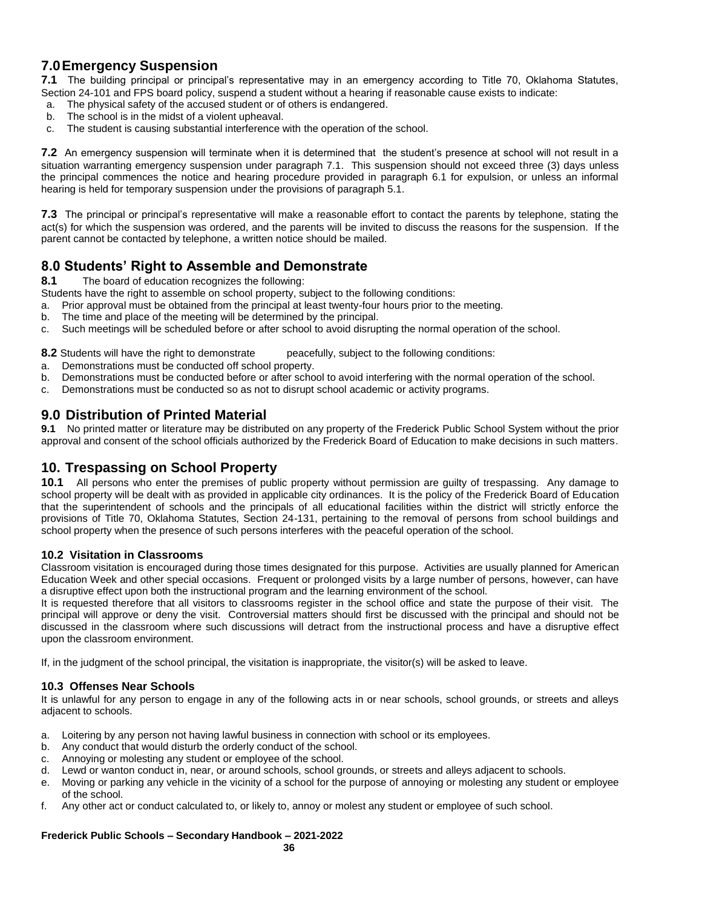## 7.0 Emergency Suspension

**7.1** The building principal or principal's representative may in an emergency according to Title 70, Oklahoma Statutes, Section 24-101 and FPS board policy, suspend a student without a hearing if reasonable cause exists to indicate:

a. The physical safety of the accused student or of others is endangered.
b. The school is in the midst of a violent upheaval.
c. The student is causing substantial interference with the operation of the school.

**7.2** An emergency suspension will terminate when it is determined that the student's presence at school will not result in a situation warranting emergency suspension under paragraph 7.1. This suspension should not exceed three (3) days unless the principal commences the notice and hearing procedure provided in paragraph 6.1 for expulsion, or unless an informal hearing is held for temporary suspension under the provisions of paragraph 5.1.

**7.3** The principal or principal's representative will make a reasonable effort to contact the parents by telephone, stating the act(s) for which the suspension was ordered, and the parents will be invited to discuss the reasons for the suspension. If the parent cannot be contacted by telephone, a written notice should be mailed.

## 8.0 Students' Right to Assemble and Demonstrate

**8.1** The board of education recognizes the following:

Students have the right to assemble on school property, subject to the following conditions:

a. Prior approval must be obtained from the principal at least twenty-four hours prior to the meeting.
b. The time and place of the meeting will be determined by the principal.
c. Such meetings will be scheduled before or after school to avoid disrupting the normal operation of the school.

**8.2** Students will have the right to demonstrate peacefully, subject to the following conditions:

a. Demonstrations must be conducted off school property.
b. Demonstrations must be conducted before or after school to avoid interfering with the normal operation of the school.
c. Demonstrations must be conducted so as not to disrupt school academic or activity programs.

## 9.0 Distribution of Printed Material

**9.1** No printed matter or literature may be distributed on any property of the Frederick Public School System without the prior approval and consent of the school officials authorized by the Frederick Board of Education to make decisions in such matters.

## 10. Trespassing on School Property

**10.1** All persons who enter the premises of public property without permission are guilty of trespassing. Any damage to school property will be dealt with as provided in applicable city ordinances. It is the policy of the Frederick Board of Education that the superintendent of schools and the principals of all educational facilities within the district will strictly enforce the provisions of Title 70, Oklahoma Statutes, Section 24-131, pertaining to the removal of persons from school buildings and school property when the presence of such persons interferes with the peaceful operation of the school.

### 10.2 Visitation in Classrooms

Classroom visitation is encouraged during those times designated for this purpose. Activities are usually planned for American Education Week and other special occasions. Frequent or prolonged visits by a large number of persons, however, can have a disruptive effect upon both the instructional program and the learning environment of the school.

It is requested therefore that all visitors to classrooms register in the school office and state the purpose of their visit. The principal will approve or deny the visit. Controversial matters should first be discussed with the principal and should not be discussed in the classroom where such discussions will detract from the instructional process and have a disruptive effect upon the classroom environment.

If, in the judgment of the school principal, the visitation is inappropriate, the visitor(s) will be asked to leave.

### 10.3 Offenses Near Schools

It is unlawful for any person to engage in any of the following acts in or near schools, school grounds, or streets and alleys adjacent to schools.

a. Loitering by any person not having lawful business in connection with school or its employees.
b. Any conduct that would disturb the orderly conduct of the school.
c. Annoying or molesting any student or employee of the school.
d. Lewd or wanton conduct in, near, or around schools, school grounds, or streets and alleys adjacent to schools.
e. Moving or parking any vehicle in the vicinity of a school for the purpose of annoying or molesting any student or employee of the school.
f. Any other act or conduct calculated to, or likely to, annoy or molest any student or employee of such school.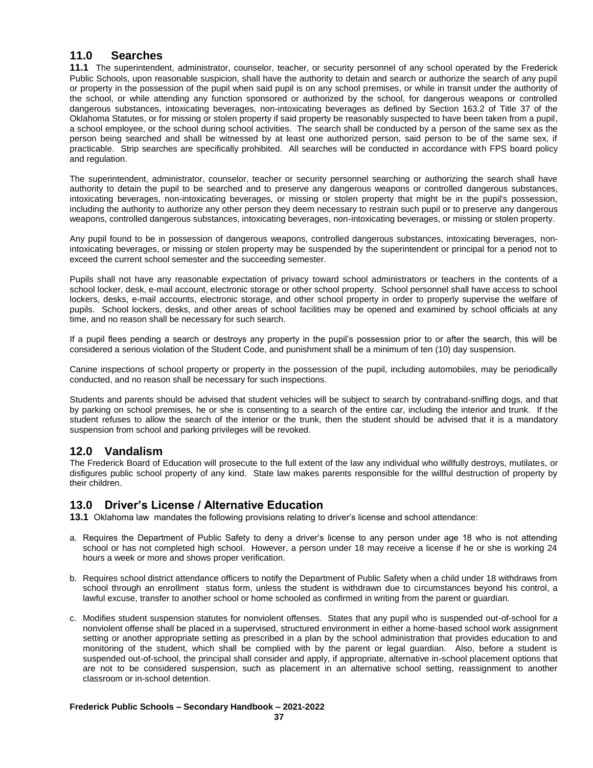## 11.0 Searches

**11.1** The superintendent, administrator, counselor, teacher, or security personnel of any school operated by the Frederick Public Schools, upon reasonable suspicion, shall have the authority to detain and search or authorize the search of any pupil or property in the possession of the pupil when said pupil is on any school premises, or while in transit under the authority of the school, or while attending any function sponsored or authorized by the school, for dangerous weapons or controlled dangerous substances, intoxicating beverages, non-intoxicating beverages as defined by Section 163.2 of Title 37 of the Oklahoma Statutes, or for missing or stolen property if said property be reasonably suspected to have been taken from a pupil, a school employee, or the school during school activities. The search shall be conducted by a person of the same sex as the person being searched and shall be witnessed by at least one authorized person, said person to be of the same sex, if practicable. Strip searches are specifically prohibited. All searches will be conducted in accordance with FPS board policy and regulation.

The superintendent, administrator, counselor, teacher or security personnel searching or authorizing the search shall have authority to detain the pupil to be searched and to preserve any dangerous weapons or controlled dangerous substances, intoxicating beverages, non-intoxicating beverages, or missing or stolen property that might be in the pupil's possession, including the authority to authorize any other person they deem necessary to restrain such pupil or to preserve any dangerous weapons, controlled dangerous substances, intoxicating beverages, non-intoxicating beverages, or missing or stolen property.

Any pupil found to be in possession of dangerous weapons, controlled dangerous substances, intoxicating beverages, non-intoxicating beverages, or missing or stolen property may be suspended by the superintendent or principal for a period not to exceed the current school semester and the succeeding semester.

Pupils shall not have any reasonable expectation of privacy toward school administrators or teachers in the contents of a school locker, desk, e-mail account, electronic storage or other school property. School personnel shall have access to school lockers, desks, e-mail accounts, electronic storage, and other school property in order to properly supervise the welfare of pupils. School lockers, desks, and other areas of school facilities may be opened and examined by school officials at any time, and no reason shall be necessary for such search.

If a pupil flees pending a search or destroys any property in the pupil's possession prior to or after the search, this will be considered a serious violation of the Student Code, and punishment shall be a minimum of ten (10) day suspension.

Canine inspections of school property or property in the possession of the pupil, including automobiles, may be periodically conducted, and no reason shall be necessary for such inspections.

Students and parents should be advised that student vehicles will be subject to search by contraband-sniffing dogs, and that by parking on school premises, he or she is consenting to a search of the entire car, including the interior and trunk. If the student refuses to allow the search of the interior or the trunk, then the student should be advised that it is a mandatory suspension from school and parking privileges will be revoked.

## 12.0 Vandalism

The Frederick Board of Education will prosecute to the full extent of the law any individual who willfully destroys, mutilates, or disfigures public school property of any kind. State law makes parents responsible for the willful destruction of property by their children.

## 13.0 Driver's License / Alternative Education

**13.1** Oklahoma law mandates the following provisions relating to driver's license and school attendance:

a. Requires the Department of Public Safety to deny a driver's license to any person under age 18 who is not attending school or has not completed high school. However, a person under 18 may receive a license if he or she is working 24 hours a week or more and shows proper verification.

b. Requires school district attendance officers to notify the Department of Public Safety when a child under 18 withdraws from school through an enrollment status form, unless the student is withdrawn due to circumstances beyond his control, a lawful excuse, transfer to another school or home schooled as confirmed in writing from the parent or guardian.

c. Modifies student suspension statutes for nonviolent offenses. States that any pupil who is suspended out-of-school for a nonviolent offense shall be placed in a supervised, structured environment in either a home-based school work assignment setting or another appropriate setting as prescribed in a plan by the school administration that provides education to and monitoring of the student, which shall be complied with by the parent or legal guardian. Also, before a student is suspended out-of-school, the principal shall consider and apply, if appropriate, alternative in-school placement options that are not to be considered suspension, such as placement in an alternative school setting, reassignment to another classroom or in-school detention.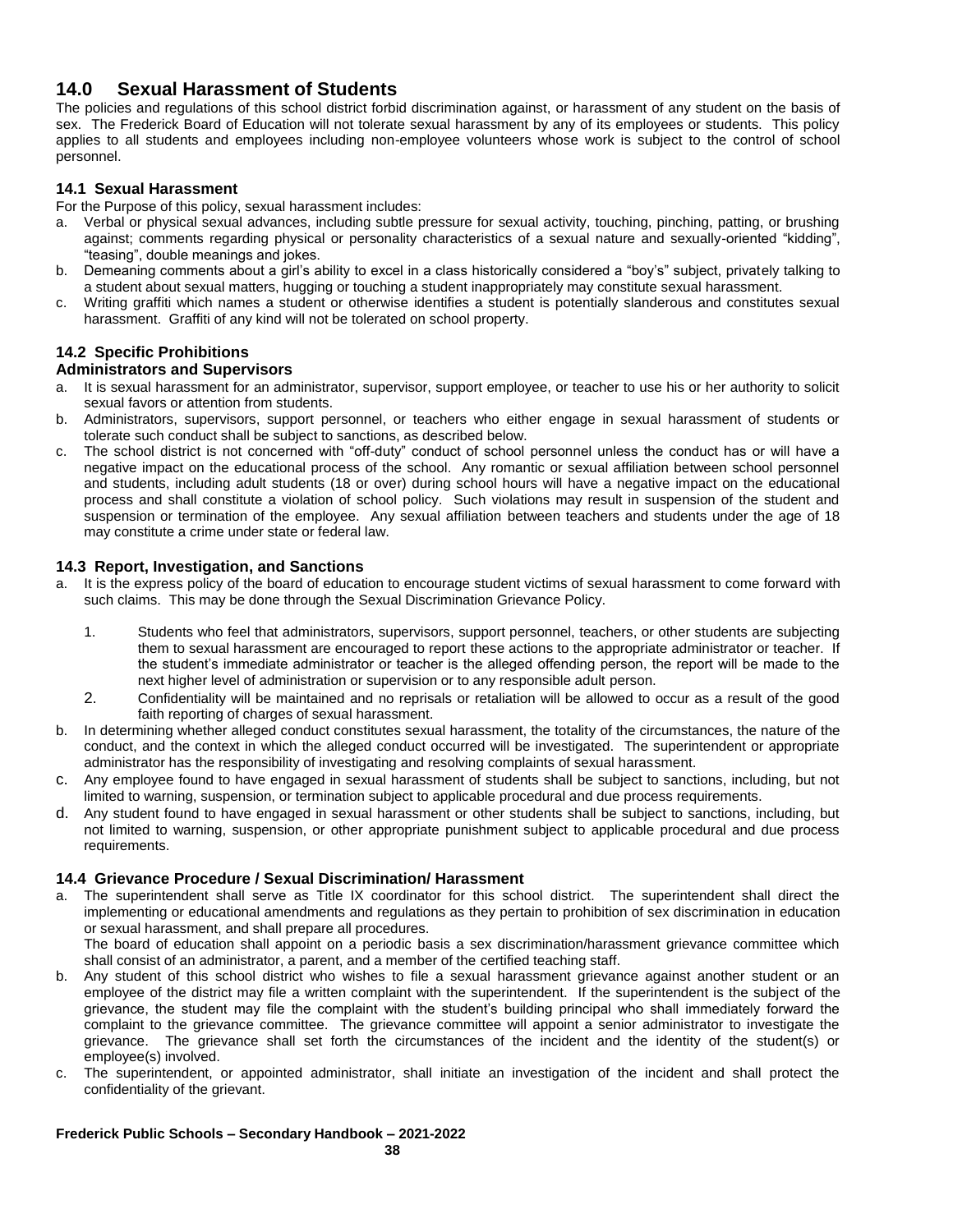## 14.0 Sexual Harassment of Students

The policies and regulations of this school district forbid discrimination against, or harassment of any student on the basis of sex. The Frederick Board of Education will not tolerate sexual harassment by any of its employees or students. This policy applies to all students and employees including non-employee volunteers whose work is subject to the control of school personnel.

### 14.1 Sexual Harassment

For the Purpose of this policy, sexual harassment includes:

a. Verbal or physical sexual advances, including subtle pressure for sexual activity, touching, pinching, patting, or brushing against; comments regarding physical or personality characteristics of a sexual nature and sexually-oriented "kidding", "teasing", double meanings and jokes.
b. Demeaning comments about a girl's ability to excel in a class historically considered a "boy's" subject, privately talking to a student about sexual matters, hugging or touching a student inappropriately may constitute sexual harassment.
c. Writing graffiti which names a student or otherwise identifies a student is potentially slanderous and constitutes sexual harassment. Graffiti of any kind will not be tolerated on school property.

### 14.2 Specific Prohibitions

**Administrators and Supervisors**

a. It is sexual harassment for an administrator, supervisor, support employee, or teacher to use his or her authority to solicit sexual favors or attention from students.
b. Administrators, supervisors, support personnel, or teachers who either engage in sexual harassment of students or tolerate such conduct shall be subject to sanctions, as described below.
c. The school district is not concerned with "off-duty" conduct of school personnel unless the conduct has or will have a negative impact on the educational process of the school. Any romantic or sexual affiliation between school personnel and students, including adult students (18 or over) during school hours will have a negative impact on the educational process and shall constitute a violation of school policy. Such violations may result in suspension of the student and suspension or termination of the employee. Any sexual affiliation between teachers and students under the age of 18 may constitute a crime under state or federal law.

### 14.3 Report, Investigation, and Sanctions

a. It is the express policy of the board of education to encourage student victims of sexual harassment to come forward with such claims. This may be done through the Sexual Discrimination Grievance Policy.
   1. Students who feel that administrators, supervisors, support personnel, teachers, or other students are subjecting them to sexual harassment are encouraged to report these actions to the appropriate administrator or teacher. If the student's immediate administrator or teacher is the alleged offending person, the report will be made to the next higher level of administration or supervision or to any responsible adult person.
   2. Confidentiality will be maintained and no reprisals or retaliation will be allowed to occur as a result of the good faith reporting of charges of sexual harassment.
b. In determining whether alleged conduct constitutes sexual harassment, the totality of the circumstances, the nature of the conduct, and the context in which the alleged conduct occurred will be investigated. The superintendent or appropriate administrator has the responsibility of investigating and resolving complaints of sexual harassment.
c. Any employee found to have engaged in sexual harassment of students shall be subject to sanctions, including, but not limited to warning, suspension, or termination subject to applicable procedural and due process requirements.
d. Any student found to have engaged in sexual harassment or other students shall be subject to sanctions, including, but not limited to warning, suspension, or other appropriate punishment subject to applicable procedural and due process requirements.

### 14.4 Grievance Procedure / Sexual Discrimination/ Harassment

a. The superintendent shall serve as Title IX coordinator for this school district. The superintendent shall direct the implementing or educational amendments and regulations as they pertain to prohibition of sex discrimination in education or sexual harassment, and shall prepare all procedures.
   The board of education shall appoint on a periodic basis a sex discrimination/harassment grievance committee which shall consist of an administrator, a parent, and a member of the certified teaching staff.
b. Any student of this school district who wishes to file a sexual harassment grievance against another student or an employee of the district may file a written complaint with the superintendent. If the superintendent is the subject of the grievance, the student may file the complaint with the student's building principal who shall immediately forward the complaint to the grievance committee. The grievance committee will appoint a senior administrator to investigate the grievance. The grievance shall set forth the circumstances of the incident and the identity of the student(s) or employee(s) involved.
c. The superintendent, or appointed administrator, shall initiate an investigation of the incident and shall protect the confidentiality of the grievant.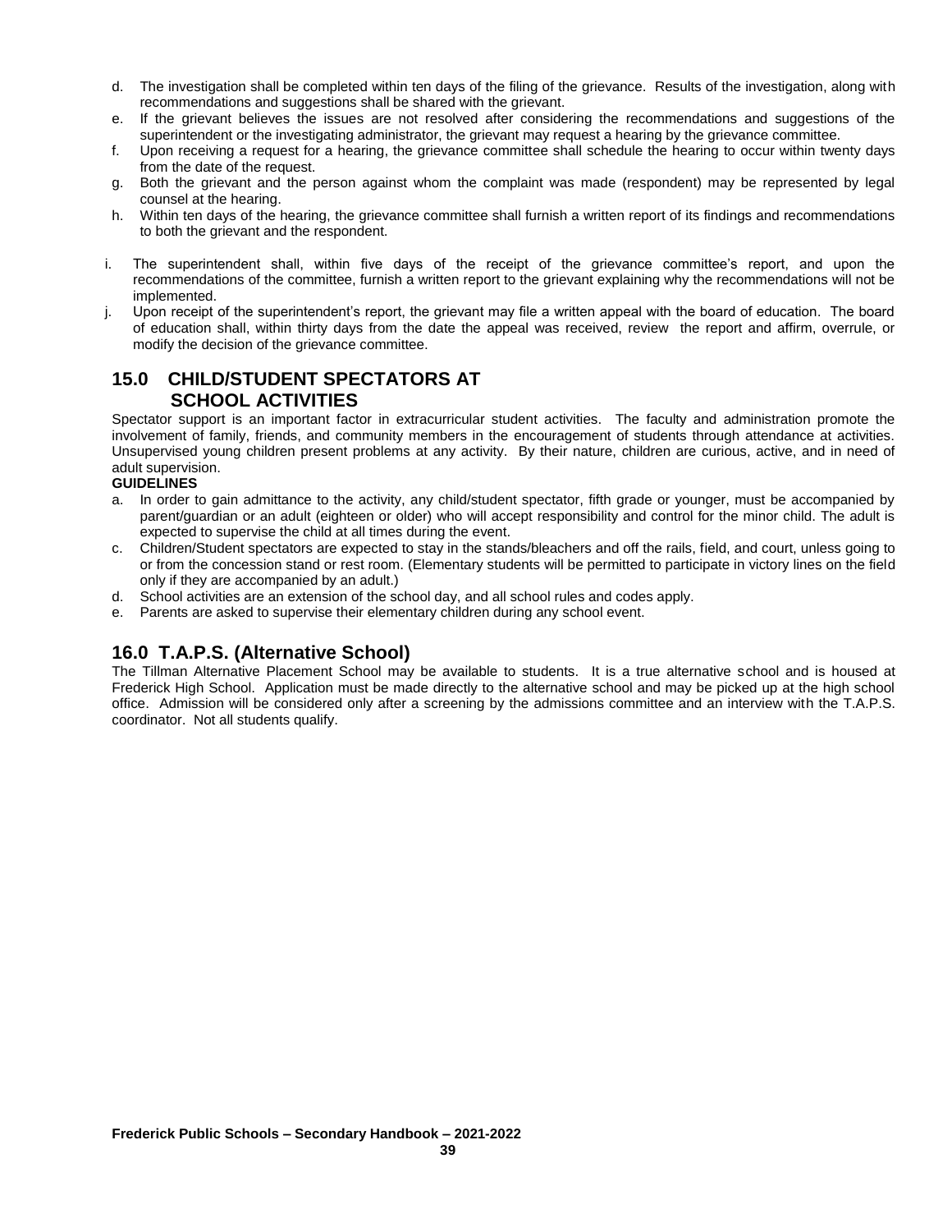d. The investigation shall be completed within ten days of the filing of the grievance. Results of the investigation, along with recommendations and suggestions shall be shared with the grievant.
e. If the grievant believes the issues are not resolved after considering the recommendations and suggestions of the superintendent or the investigating administrator, the grievant may request a hearing by the grievance committee.
f. Upon receiving a request for a hearing, the grievance committee shall schedule the hearing to occur within twenty days from the date of the request.
g. Both the grievant and the person against whom the complaint was made (respondent) may be represented by legal counsel at the hearing.
h. Within ten days of the hearing, the grievance committee shall furnish a written report of its findings and recommendations to both the grievant and the respondent.
i. The superintendent shall, within five days of the receipt of the grievance committee's report, and upon the recommendations of the committee, furnish a written report to the grievant explaining why the recommendations will not be implemented.
j. Upon receipt of the superintendent's report, the grievant may file a written appeal with the board of education. The board of education shall, within thirty days from the date the appeal was received, review the report and affirm, overrule, or modify the decision of the grievance committee.

## 15.0 CHILD/STUDENT SPECTATORS AT SCHOOL ACTIVITIES

Spectator support is an important factor in extracurricular student activities. The faculty and administration promote the involvement of family, friends, and community members in the encouragement of students through attendance at activities. Unsupervised young children present problems at any activity. By their nature, children are curious, active, and in need of adult supervision.

**GUIDELINES**

a. In order to gain admittance to the activity, any child/student spectator, fifth grade or younger, must be accompanied by parent/guardian or an adult (eighteen or older) who will accept responsibility and control for the minor child. The adult is expected to supervise the child at all times during the event.
c. Children/Student spectators are expected to stay in the stands/bleachers and off the rails, field, and court, unless going to or from the concession stand or rest room. (Elementary students will be permitted to participate in victory lines on the field only if they are accompanied by an adult.)
d. School activities are an extension of the school day, and all school rules and codes apply.
e. Parents are asked to supervise their elementary children during any school event.

## 16.0 T.A.P.S. (Alternative School)

The Tillman Alternative Placement School may be available to students. It is a true alternative school and is housed at Frederick High School. Application must be made directly to the alternative school and may be picked up at the high school office. Admission will be considered only after a screening by the admissions committee and an interview with the T.A.P.S. coordinator. Not all students qualify.